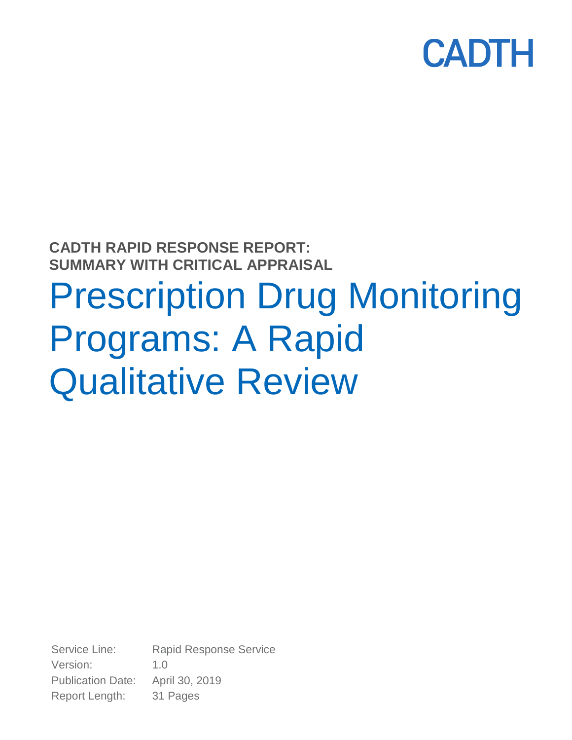CADTH

**CADTH RAPID RESPONSE REPORT: SUMMARY WITH CRITICAL APPRAISAL**

# Prescription Drug Monitoring Programs: A Rapid Qualitative Review

Service Line: Rapid Response Service
Version: 1.0
Publication Date: April 30, 2019
Report Length: 31 Pages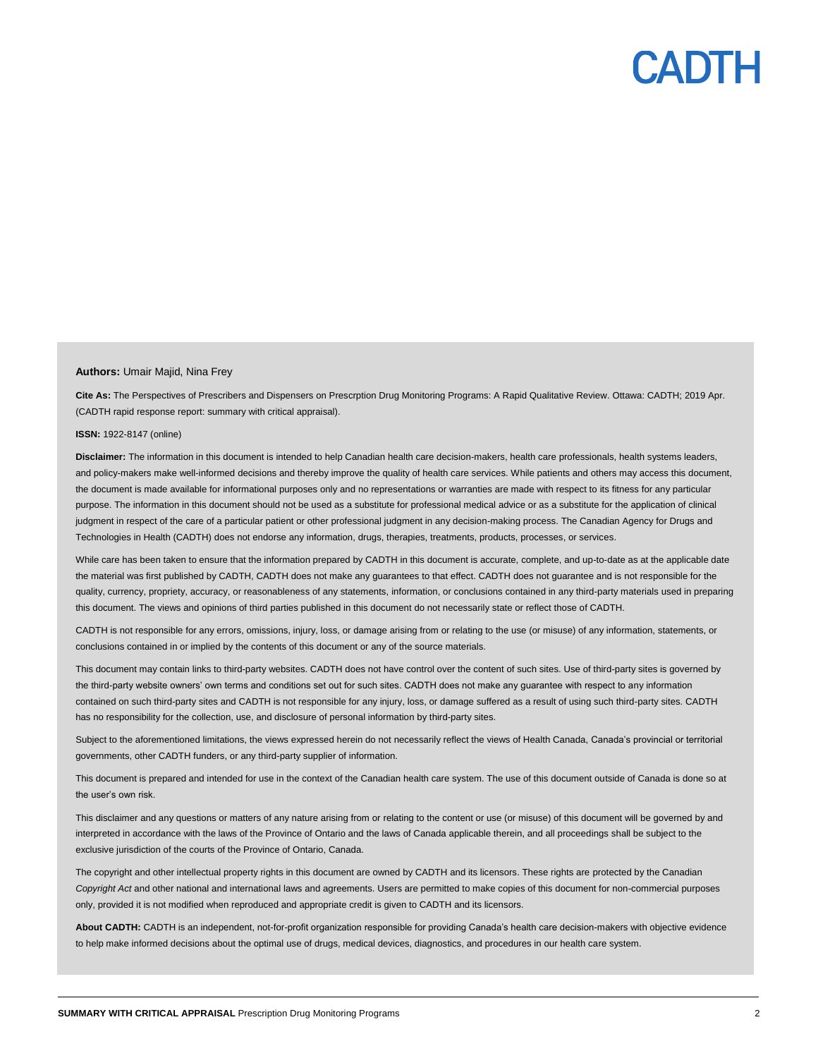**Authors:** Umair Majid, Nina Frey

**Cite As:** The Perspectives of Prescribers and Dispensers on Prescrption Drug Monitoring Programs: A Rapid Qualitative Review. Ottawa: CADTH; 2019 Apr. (CADTH rapid response report: summary with critical appraisal).

**ISSN:** 1922-8147 (online)

**Disclaimer:** The information in this document is intended to help Canadian health care decision-makers, health care professionals, health systems leaders, and policy-makers make well-informed decisions and thereby improve the quality of health care services. While patients and others may access this document, the document is made available for informational purposes only and no representations or warranties are made with respect to its fitness for any particular purpose. The information in this document should not be used as a substitute for professional medical advice or as a substitute for the application of clinical judgment in respect of the care of a particular patient or other professional judgment in any decision-making process. The Canadian Agency for Drugs and Technologies in Health (CADTH) does not endorse any information, drugs, therapies, treatments, products, processes, or services.

While care has been taken to ensure that the information prepared by CADTH in this document is accurate, complete, and up-to-date as at the applicable date the material was first published by CADTH, CADTH does not make any guarantees to that effect. CADTH does not guarantee and is not responsible for the quality, currency, propriety, accuracy, or reasonableness of any statements, information, or conclusions contained in any third-party materials used in preparing this document. The views and opinions of third parties published in this document do not necessarily state or reflect those of CADTH.

CADTH is not responsible for any errors, omissions, injury, loss, or damage arising from or relating to the use (or misuse) of any information, statements, or conclusions contained in or implied by the contents of this document or any of the source materials.

This document may contain links to third-party websites. CADTH does not have control over the content of such sites. Use of third-party sites is governed by the third-party website owners' own terms and conditions set out for such sites. CADTH does not make any guarantee with respect to any information contained on such third-party sites and CADTH is not responsible for any injury, loss, or damage suffered as a result of using such third-party sites. CADTH has no responsibility for the collection, use, and disclosure of personal information by third-party sites.

Subject to the aforementioned limitations, the views expressed herein do not necessarily reflect the views of Health Canada, Canada's provincial or territorial governments, other CADTH funders, or any third-party supplier of information.

This document is prepared and intended for use in the context of the Canadian health care system. The use of this document outside of Canada is done so at the user's own risk.

This disclaimer and any questions or matters of any nature arising from or relating to the content or use (or misuse) of this document will be governed by and interpreted in accordance with the laws of the Province of Ontario and the laws of Canada applicable therein, and all proceedings shall be subject to the exclusive jurisdiction of the courts of the Province of Ontario, Canada.

The copyright and other intellectual property rights in this document are owned by CADTH and its licensors. These rights are protected by the Canadian *Copyright Act* and other national and international laws and agreements. Users are permitted to make copies of this document for non-commercial purposes only, provided it is not modified when reproduced and appropriate credit is given to CADTH and its licensors.

**About CADTH:** CADTH is an independent, not-for-profit organization responsible for providing Canada's health care decision-makers with objective evidence to help make informed decisions about the optimal use of drugs, medical devices, diagnostics, and procedures in our health care system.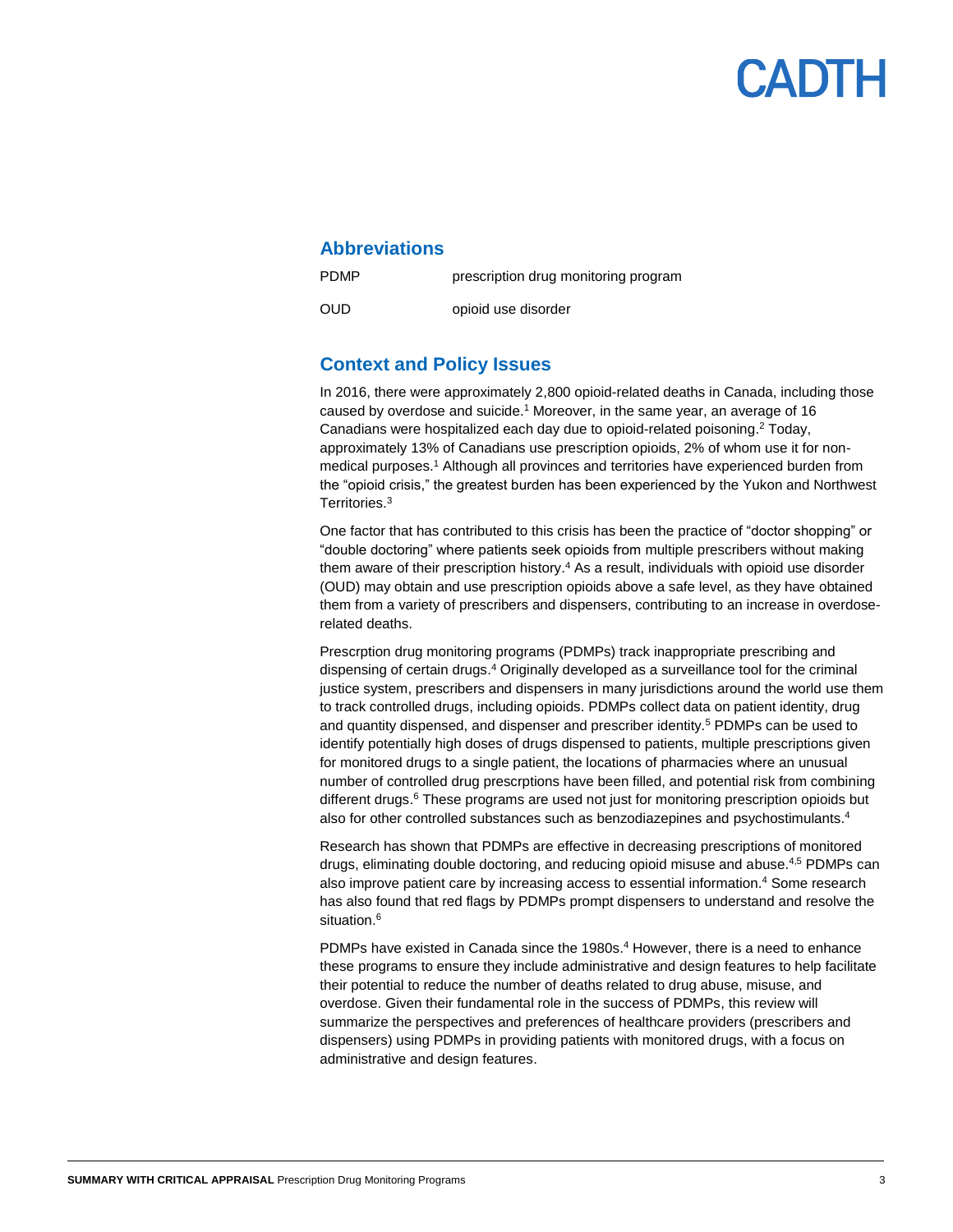## Abbreviations

| | |
|---|---|
| PDMP | prescription drug monitoring program |
| OUD | opioid use disorder |

## Context and Policy Issues

In 2016, there were approximately 2,800 opioid-related deaths in Canada, including those caused by overdose and suicide.[1] Moreover, in the same year, an average of 16 Canadians were hospitalized each day due to opioid-related poisoning.[2] Today, approximately 13% of Canadians use prescription opioids, 2% of whom use it for non-medical purposes.[1] Although all provinces and territories have experienced burden from the "opioid crisis," the greatest burden has been experienced by the Yukon and Northwest Territories.[3]

One factor that has contributed to this crisis has been the practice of "doctor shopping" or "double doctoring" where patients seek opioids from multiple prescribers without making them aware of their prescription history.[4] As a result, individuals with opioid use disorder (OUD) may obtain and use prescription opioids above a safe level, as they have obtained them from a variety of prescribers and dispensers, contributing to an increase in overdose-related deaths.

Prescrption drug monitoring programs (PDMPs) track inappropriate prescribing and dispensing of certain drugs.[4] Originally developed as a surveillance tool for the criminal justice system, prescribers and dispensers in many jurisdictions around the world use them to track controlled drugs, including opioids. PDMPs collect data on patient identity, drug and quantity dispensed, and dispenser and prescriber identity.[5] PDMPs can be used to identify potentially high doses of drugs dispensed to patients, multiple prescriptions given for monitored drugs to a single patient, the locations of pharmacies where an unusual number of controlled drug prescrptions have been filled, and potential risk from combining different drugs.[6] These programs are used not just for monitoring prescription opioids but also for other controlled substances such as benzodiazepines and psychostimulants.[4]

Research has shown that PDMPs are effective in decreasing prescriptions of monitored drugs, eliminating double doctoring, and reducing opioid misuse and abuse.[4,5] PDMPs can also improve patient care by increasing access to essential information.[4] Some research has also found that red flags by PDMPs prompt dispensers to understand and resolve the situation.[6]

PDMPs have existed in Canada since the 1980s.[4] However, there is a need to enhance these programs to ensure they include administrative and design features to help facilitate their potential to reduce the number of deaths related to drug abuse, misuse, and overdose. Given their fundamental role in the success of PDMPs, this review will summarize the perspectives and preferences of healthcare providers (prescribers and dispensers) using PDMPs in providing patients with monitored drugs, with a focus on administrative and design features.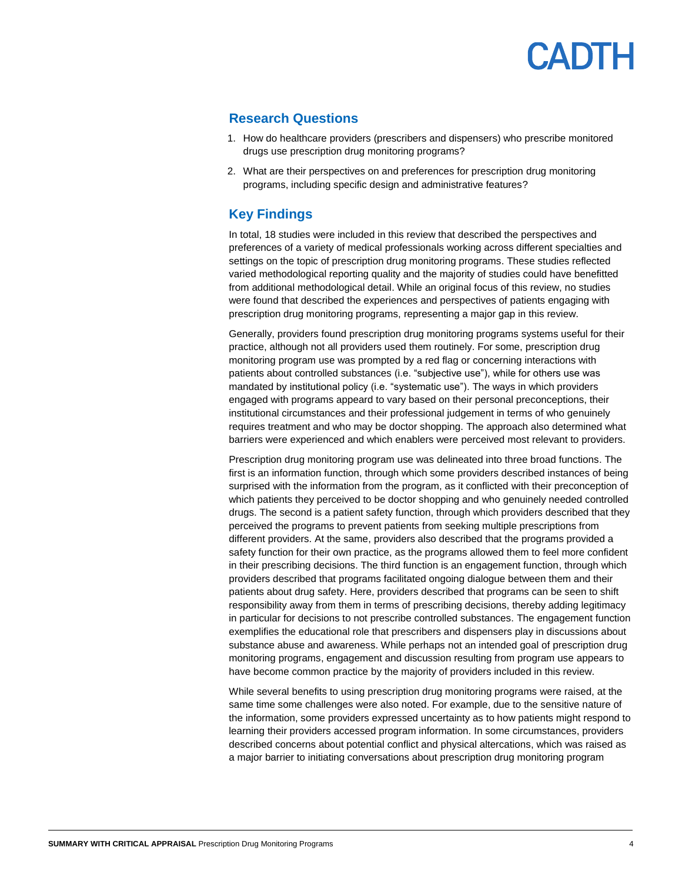## Research Questions

1. How do healthcare providers (prescribers and dispensers) who prescribe monitored drugs use prescription drug monitoring programs?
2. What are their perspectives on and preferences for prescription drug monitoring programs, including specific design and administrative features?

## Key Findings

In total, 18 studies were included in this review that described the perspectives and preferences of a variety of medical professionals working across different specialties and settings on the topic of prescription drug monitoring programs. These studies reflected varied methodological reporting quality and the majority of studies could have benefitted from additional methodological detail. While an original focus of this review, no studies were found that described the experiences and perspectives of patients engaging with prescription drug monitoring programs, representing a major gap in this review.

Generally, providers found prescription drug monitoring programs systems useful for their practice, although not all providers used them routinely. For some, prescription drug monitoring program use was prompted by a red flag or concerning interactions with patients about controlled substances (i.e. "subjective use"), while for others use was mandated by institutional policy (i.e. "systematic use"). The ways in which providers engaged with programs appear to vary based on their personal preconceptions, their institutional circumstances and their professional judgement in terms of who genuinely requires treatment and who may be doctor shopping. The approach also determined what barriers were experienced and which enablers were perceived most relevant to providers.

Prescription drug monitoring program use was delineated into three broad functions. The first is an information function, through which some providers described instances of being surprised with the information from the program, as it conflicted with their preconception of which patients they perceived to be doctor shopping and who genuinely needed controlled drugs. The second is a patient safety function, through which providers described that they perceived the programs to prevent patients from seeking multiple prescriptions from different providers. At the same, providers also described that the programs provided a safety function for their own practice, as the programs allowed them to feel more confident in their prescribing decisions. The third function is an engagement function, through which providers described that programs facilitated ongoing dialogue between them and their patients about drug safety. Here, providers described that programs can be seen to shift responsibility away from them in terms of prescribing decisions, thereby adding legitimacy in particular for decisions to not prescribe controlled substances. The engagement function exemplifies the educational role that prescribers and dispensers play in discussions about substance abuse and awareness. While perhaps not an intended goal of prescription drug monitoring programs, engagement and discussion resulting from program use appears to have become common practice by the majority of providers included in this review.

While several benefits to using prescription drug monitoring programs were raised, at the same time some challenges were also noted. For example, due to the sensitive nature of the information, some providers expressed uncertainty as to how patients might respond to learning their providers accessed program information. In some circumstances, providers described concerns about potential conflict and physical altercations, which was raised as a major barrier to initiating conversations about prescription drug monitoring program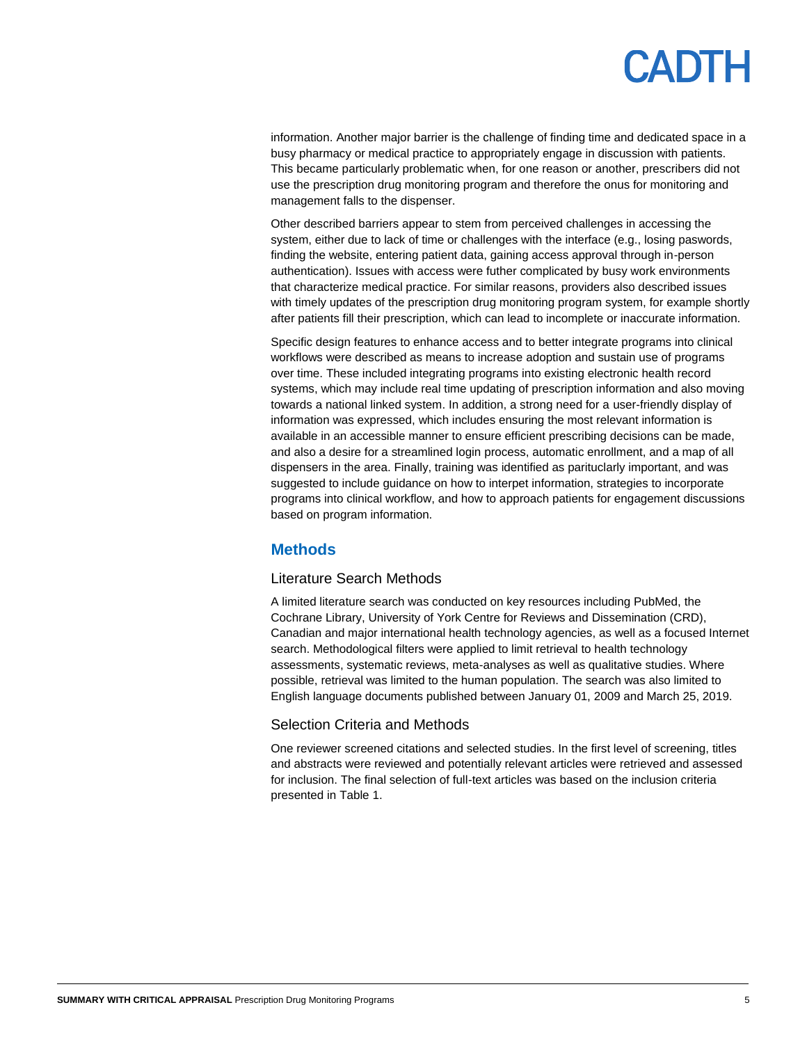information. Another major barrier is the challenge of finding time and dedicated space in a busy pharmacy or medical practice to appropriately engage in discussion with patients. This became particularly problematic when, for one reason or another, prescribers did not use the prescription drug monitoring program and therefore the onus for monitoring and management falls to the dispenser.

Other described barriers appear to stem from perceived challenges in accessing the system, either due to lack of time or challenges with the interface (e.g., losing paswords, finding the website, entering patient data, gaining access approval through in-person authentication). Issues with access were futher complicated by busy work environments that characterize medical practice. For similar reasons, providers also described issues with timely updates of the prescription drug monitoring program system, for example shortly after patients fill their prescription, which can lead to incomplete or inaccurate information.

Specific design features to enhance access and to better integrate programs into clinical workflows were described as means to increase adoption and sustain use of programs over time. These included integrating programs into existing electronic health record systems, which may include real time updating of prescription information and also moving towards a national linked system. In addition, a strong need for a user-friendly display of information was expressed, which includes ensuring the most relevant information is available in an accessible manner to ensure efficient prescribing decisions can be made, and also a desire for a streamlined login process, automatic enrollment, and a map of all dispensers in the area. Finally, training was identified as pariticularly important, and was suggested to include guidance on how to interpet information, strategies to incorporate programs into clinical workflow, and how to approach patients for engagement discussions based on program information.

## Methods

### Literature Search Methods

A limited literature search was conducted on key resources including PubMed, the Cochrane Library, University of York Centre for Reviews and Dissemination (CRD), Canadian and major international health technology agencies, as well as a focused Internet search. Methodological filters were applied to limit retrieval to health technology assessments, systematic reviews, meta-analyses as well as qualitative studies. Where possible, retrieval was limited to the human population. The search was also limited to English language documents published between January 01, 2009 and March 25, 2019.

### Selection Criteria and Methods

One reviewer screened citations and selected studies. In the first level of screening, titles and abstracts were reviewed and potentially relevant articles were retrieved and assessed for inclusion. The final selection of full-text articles was based on the inclusion criteria presented in Table 1.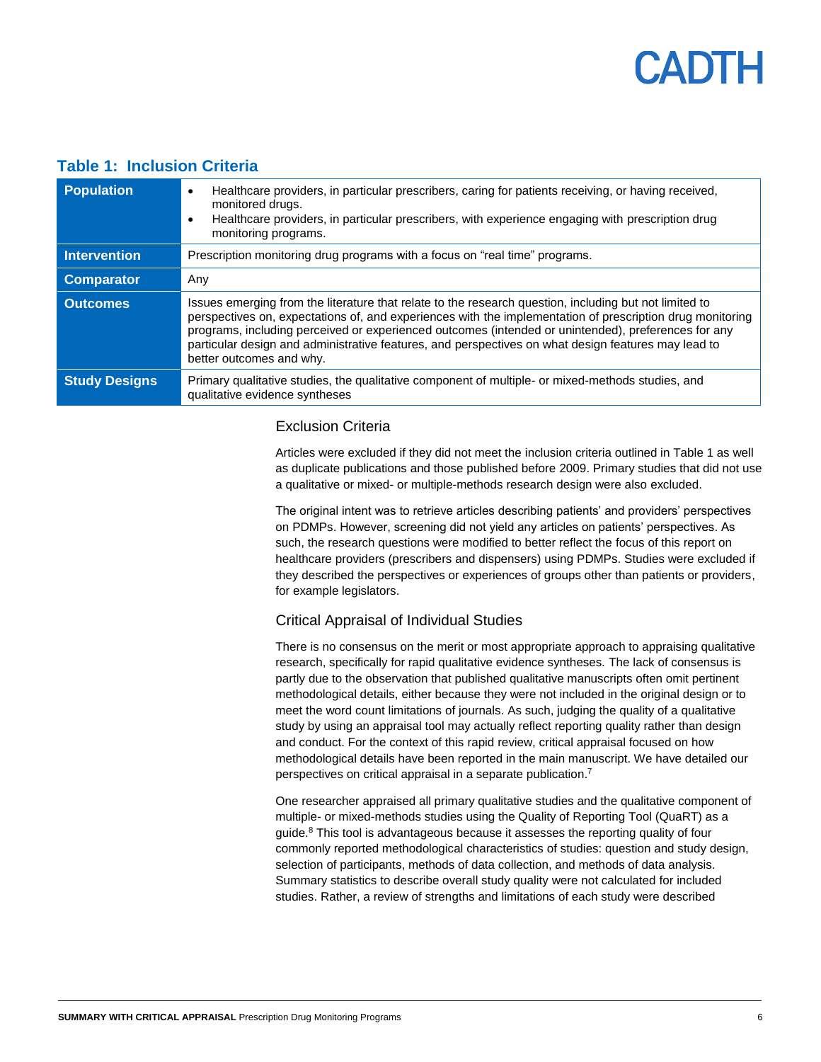### Table 1: Inclusion Criteria

| | |
|---|---|
| **Population** | • Healthcare providers, in particular prescribers, caring for patients receiving, or having received, monitored drugs.<br>• Healthcare providers, in particular prescribers, with experience engaging with prescription drug monitoring programs. |
| **Intervention** | Prescription monitoring drug programs with a focus on "real time" programs. |
| **Comparator** | Any |
| **Outcomes** | Issues emerging from the literature that relate to the research question, including but not limited to perspectives on, expectations of, and experiences with the implementation of prescription drug monitoring programs, including perceived or experienced outcomes (intended or unintended), preferences for any particular design and administrative features, and perspectives on what design features may lead to better outcomes and why. |
| **Study Designs** | Primary qualitative studies, the qualitative component of multiple- or mixed-methods studies, and qualitative evidence syntheses |

## Exclusion Criteria

Articles were excluded if they did not meet the inclusion criteria outlined in Table 1 as well as duplicate publications and those published before 2009. Primary studies that did not use a qualitative or mixed- or multiple-methods research design were also excluded.

The original intent was to retrieve articles describing patients' and providers' perspectives on PDMPs. However, screening did not yield any articles on patients' perspectives. As such, the research questions were modified to better reflect the focus of this report on healthcare providers (prescribers and dispensers) using PDMPs. Studies were excluded if they described the perspectives or experiences of groups other than patients or providers, for example legislators.

## Critical Appraisal of Individual Studies

There is no consensus on the merit or most appropriate approach to appraising qualitative research, specifically for rapid qualitative evidence syntheses. The lack of consensus is partly due to the observation that published qualitative manuscripts often omit pertinent methodological details, either because they were not included in the original design or to meet the word count limitations of journals. As such, judging the quality of a qualitative study by using an appraisal tool may actually reflect reporting quality rather than design and conduct. For the context of this rapid review, critical appraisal focused on how methodological details have been reported in the main manuscript. We have detailed our perspectives on critical appraisal in a separate publication.[7]

One researcher appraised all primary qualitative studies and the qualitative component of multiple- or mixed-methods studies using the Quality of Reporting Tool (QuaRT) as a guide.[8] This tool is advantageous because it assesses the reporting quality of four commonly reported methodological characteristics of studies: question and study design, selection of participants, methods of data collection, and methods of data analysis. Summary statistics to describe overall study quality were not calculated for included studies. Rather, a review of strengths and limitations of each study were described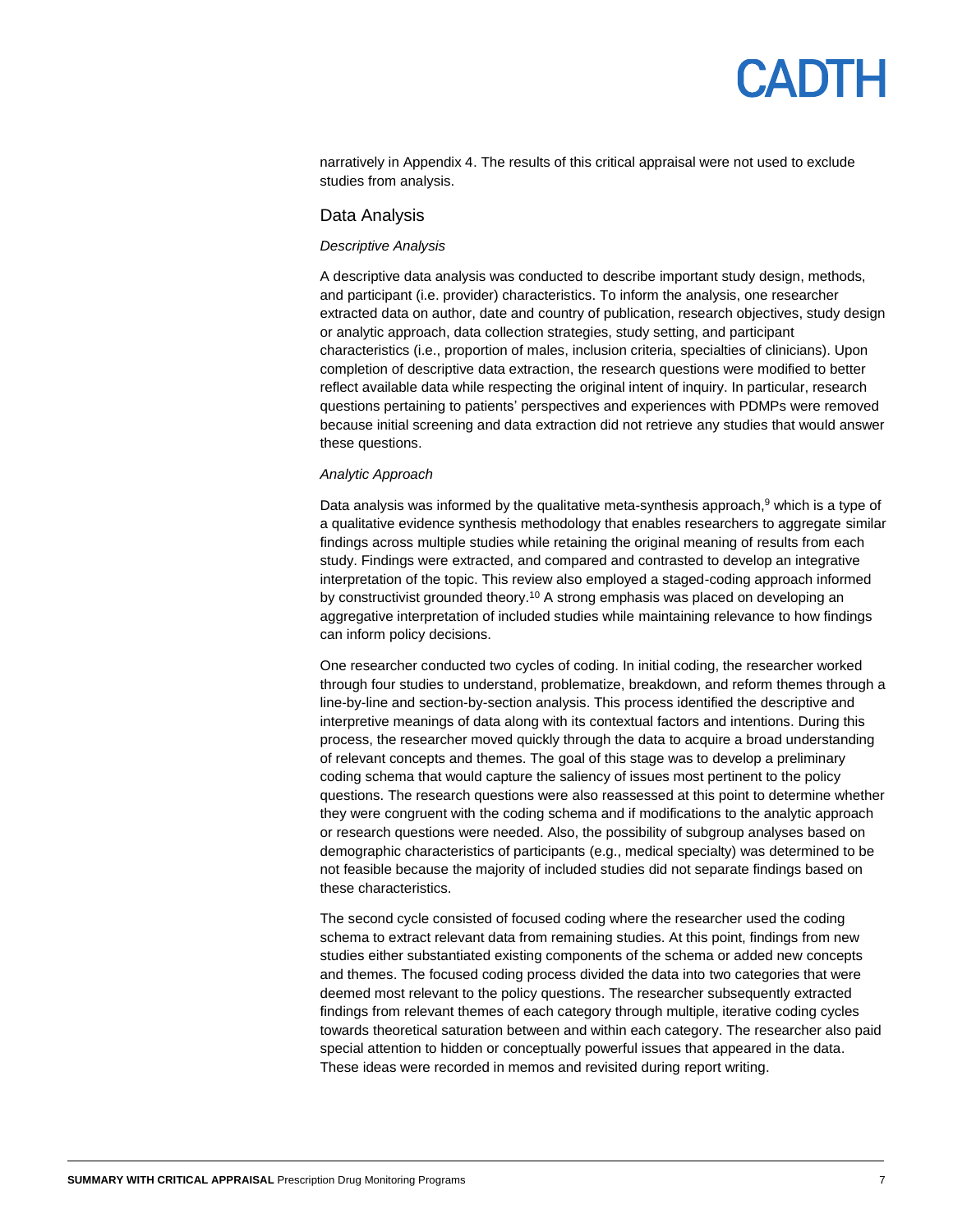narratively in Appendix 4. The results of this critical appraisal were not used to exclude studies from analysis.

## Data Analysis

*Descriptive Analysis*

A descriptive data analysis was conducted to describe important study design, methods, and participant (i.e. provider) characteristics. To inform the analysis, one researcher extracted data on author, date and country of publication, research objectives, study design or analytic approach, data collection strategies, study setting, and participant characteristics (i.e., proportion of males, inclusion criteria, specialties of clinicians). Upon completion of descriptive data extraction, the research questions were modified to better reflect available data while respecting the original intent of inquiry. In particular, research questions pertaining to patients' perspectives and experiences with PDMPs were removed because initial screening and data extraction did not retrieve any studies that would answer these questions.

*Analytic Approach*

Data analysis was informed by the qualitative meta-synthesis approach,[9] which is a type of a qualitative evidence synthesis methodology that enables researchers to aggregate similar findings across multiple studies while retaining the original meaning of results from each study. Findings were extracted, and compared and contrasted to develop an integrative interpretation of the topic. This review also employed a staged-coding approach informed by constructivist grounded theory.[10] A strong emphasis was placed on developing an aggregative interpretation of included studies while maintaining relevance to how findings can inform policy decisions.

One researcher conducted two cycles of coding. In initial coding, the researcher worked through four studies to understand, problematize, breakdown, and reform themes through a line-by-line and section-by-section analysis. This process identified the descriptive and interpretive meanings of data along with its contextual factors and intentions. During this process, the researcher moved quickly through the data to acquire a broad understanding of relevant concepts and themes. The goal of this stage was to develop a preliminary coding schema that would capture the saliency of issues most pertinent to the policy questions. The research questions were also reassessed at this point to determine whether they were congruent with the coding schema and if modifications to the analytic approach or research questions were needed. Also, the possibility of subgroup analyses based on demographic characteristics of participants (e.g., medical specialty) was determined to be not feasible because the majority of included studies did not separate findings based on these characteristics.

The second cycle consisted of focused coding where the researcher used the coding schema to extract relevant data from remaining studies. At this point, findings from new studies either substantiated existing components of the schema or added new concepts and themes. The focused coding process divided the data into two categories that were deemed most relevant to the policy questions. The researcher subsequently extracted findings from relevant themes of each category through multiple, iterative coding cycles towards theoretical saturation between and within each category. The researcher also paid special attention to hidden or conceptually powerful issues that appeared in the data. These ideas were recorded in memos and revisited during report writing.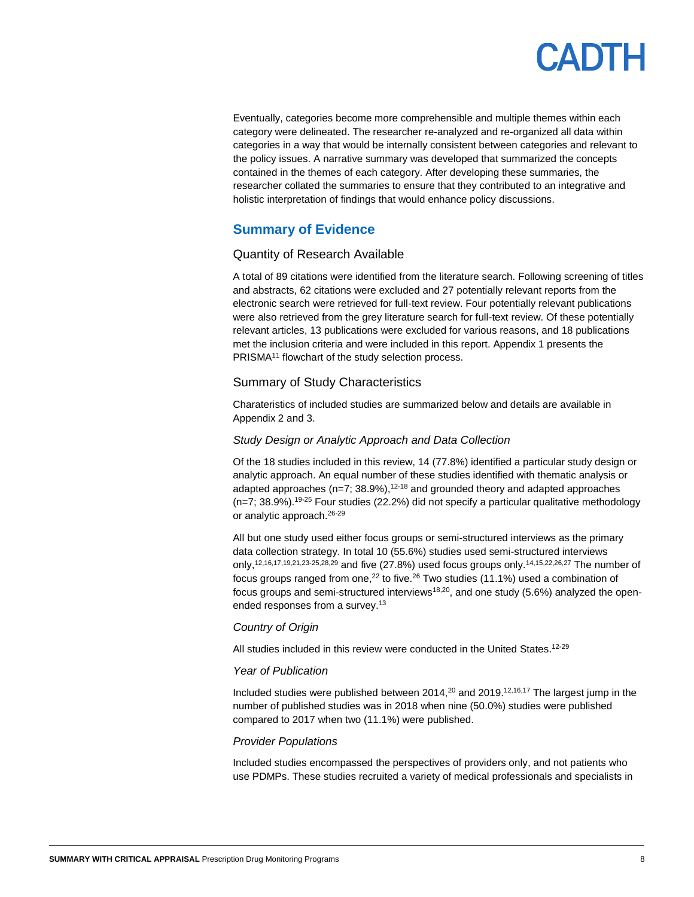Eventually, categories become more comprehensible and multiple themes within each category were delineated. The researcher re-analyzed and re-organized all data within categories in a way that would be internally consistent between categories and relevant to the policy issues. A narrative summary was developed that summarized the concepts contained in the themes of each category. After developing these summaries, the researcher collated the summaries to ensure that they contributed to an integrative and holistic interpretation of findings that would enhance policy discussions.

## Summary of Evidence

### Quantity of Research Available

A total of 89 citations were identified from the literature search. Following screening of titles and abstracts, 62 citations were excluded and 27 potentially relevant reports from the electronic search were retrieved for full-text review. Four potentially relevant publications were also retrieved from the grey literature search for full-text review. Of these potentially relevant articles, 13 publications were excluded for various reasons, and 18 publications met the inclusion criteria and were included in this report. Appendix 1 presents the PRISMA[11] flowchart of the study selection process.

### Summary of Study Characteristics

Charateristics of included studies are summarized below and details are available in Appendix 2 and 3.

#### *Study Design or Analytic Approach and Data Collection*

Of the 18 studies included in this review, 14 (77.8%) identified a particular study design or analytic approach. An equal number of these studies identified with thematic analysis or adapted approaches (n=7; 38.9%),[12-18] and grounded theory and adapted approaches (n=7; 38.9%).[19-25] Four studies (22.2%) did not specify a particular qualitative methodology or analytic approach.[26-29]

All but one study used either focus groups or semi-structured interviews as the primary data collection strategy. In total 10 (55.6%) studies used semi-structured interviews only,[12,16,17,19,21,23-25,28,29] and five (27.8%) used focus groups only.[14,15,22,26,27] The number of focus groups ranged from one,[22] to five.[26] Two studies (11.1%) used a combination of focus groups and semi-structured interviews[18,20], and one study (5.6%) analyzed the open-ended responses from a survey.[13]

#### *Country of Origin*

All studies included in this review were conducted in the United States.[12-29]

#### *Year of Publication*

Included studies were published between 2014,[20] and 2019.[12,16,17] The largest jump in the number of published studies was in 2018 when nine (50.0%) studies were published compared to 2017 when two (11.1%) were published.

#### *Provider Populations*

Included studies encompassed the perspectives of providers only, and not patients who use PDMPs. These studies recruited a variety of medical professionals and specialists in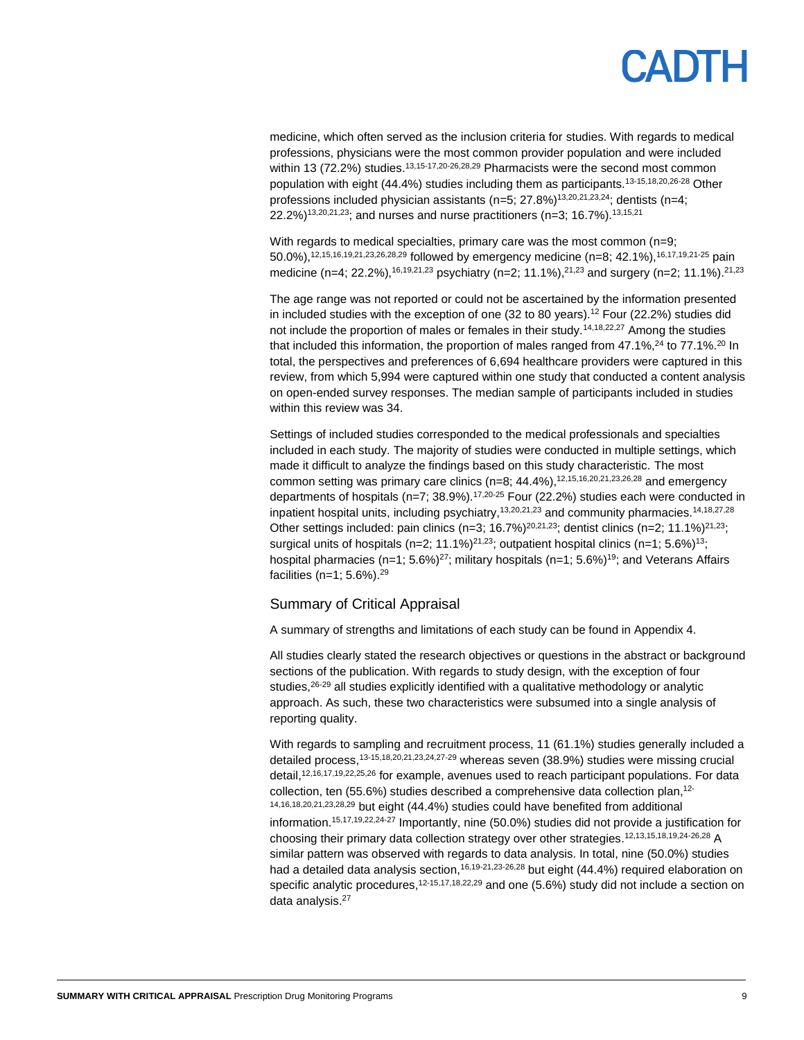medicine, which often served as the inclusion criteria for studies. With regards to medical professions, physicians were the most common provider population and were included within 13 (72.2%) studies.[13,15-17,20-26,28,29] Pharmacists were the second most common population with eight (44.4%) studies including them as participants.[13-15,18,20,26-28] Other professions included physician assistants (n=5; 27.8%)[13,20,21,23,24]; dentists (n=4; 22.2%)[13,20,21,23]; and nurses and nurse practitioners (n=3; 16.7%).[13,15,21]

With regards to medical specialties, primary care was the most common (n=9; 50.0%),[12,15,16,19,21,23,26,28,29] followed by emergency medicine (n=8; 42.1%),[16,17,19,21-25] pain medicine (n=4; 22.2%),[16,19,21,23] psychiatry (n=2; 11.1%),[21,23] and surgery (n=2; 11.1%).[21,23]

The age range was not reported or could not be ascertained by the information presented in included studies with the exception of one (32 to 80 years).[12] Four (22.2%) studies did not include the proportion of males or females in their study.[14,18,22,27] Among the studies that included this information, the proportion of males ranged from 47.1%,[24] to 77.1%.[20] In total, the perspectives and preferences of 6,694 healthcare providers were captured in this review, from which 5,994 were captured within one study that conducted a content analysis on open-ended survey responses. The median sample of participants included in studies within this review was 34.

Settings of included studies corresponded to the medical professionals and specialties included in each study. The majority of studies were conducted in multiple settings, which made it difficult to analyze the findings based on this study characteristic. The most common setting was primary care clinics (n=8; 44.4%),[12,15,16,20,21,23,26,28] and emergency departments of hospitals (n=7; 38.9%).[17,20-25] Four (22.2%) studies each were conducted in inpatient hospital units, including psychiatry,[13,20,21,23] and community pharmacies.[14,18,27,28] Other settings included: pain clinics (n=3; 16.7%)[20,21,23]; dentist clinics (n=2; 11.1%)[21,23]; surgical units of hospitals (n=2; 11.1%)[21,23]; outpatient hospital clinics (n=1; 5.6%)[13]; hospital pharmacies (n=1; 5.6%)[27]; military hospitals (n=1; 5.6%)[19]; and Veterans Affairs facilities (n=1; 5.6%).[29]

## Summary of Critical Appraisal

A summary of strengths and limitations of each study can be found in Appendix 4.

All studies clearly stated the research objectives or questions in the abstract or background sections of the publication. With regards to study design, with the exception of four studies,[26-29] all studies explicitly identified with a qualitative methodology or analytic approach. As such, these two characteristics were subsumed into a single analysis of reporting quality.

With regards to sampling and recruitment process, 11 (61.1%) studies generally included a detailed process,[13-15,18,20,21,23,24,27-29] whereas seven (38.9%) studies were missing crucial detail,[12,16,17,19,22,25,26] for example, avenues used to reach participant populations. For data collection, ten (55.6%) studies described a comprehensive data collection plan,[12-14,16,18,20,21,23,28,29] but eight (44.4%) studies could have benefited from additional information.[15,17,19,22,24-27] Importantly, nine (50.0%) studies did not provide a justification for choosing their primary data collection strategy over other strategies.[12,13,15,18,19,24-26,28] A similar pattern was observed with regards to data analysis. In total, nine (50.0%) studies had a detailed data analysis section,[16,19-21,23-26,28] but eight (44.4%) required elaboration on specific analytic procedures,[12-15,17,18,22,29] and one (5.6%) study did not include a section on data analysis.[27]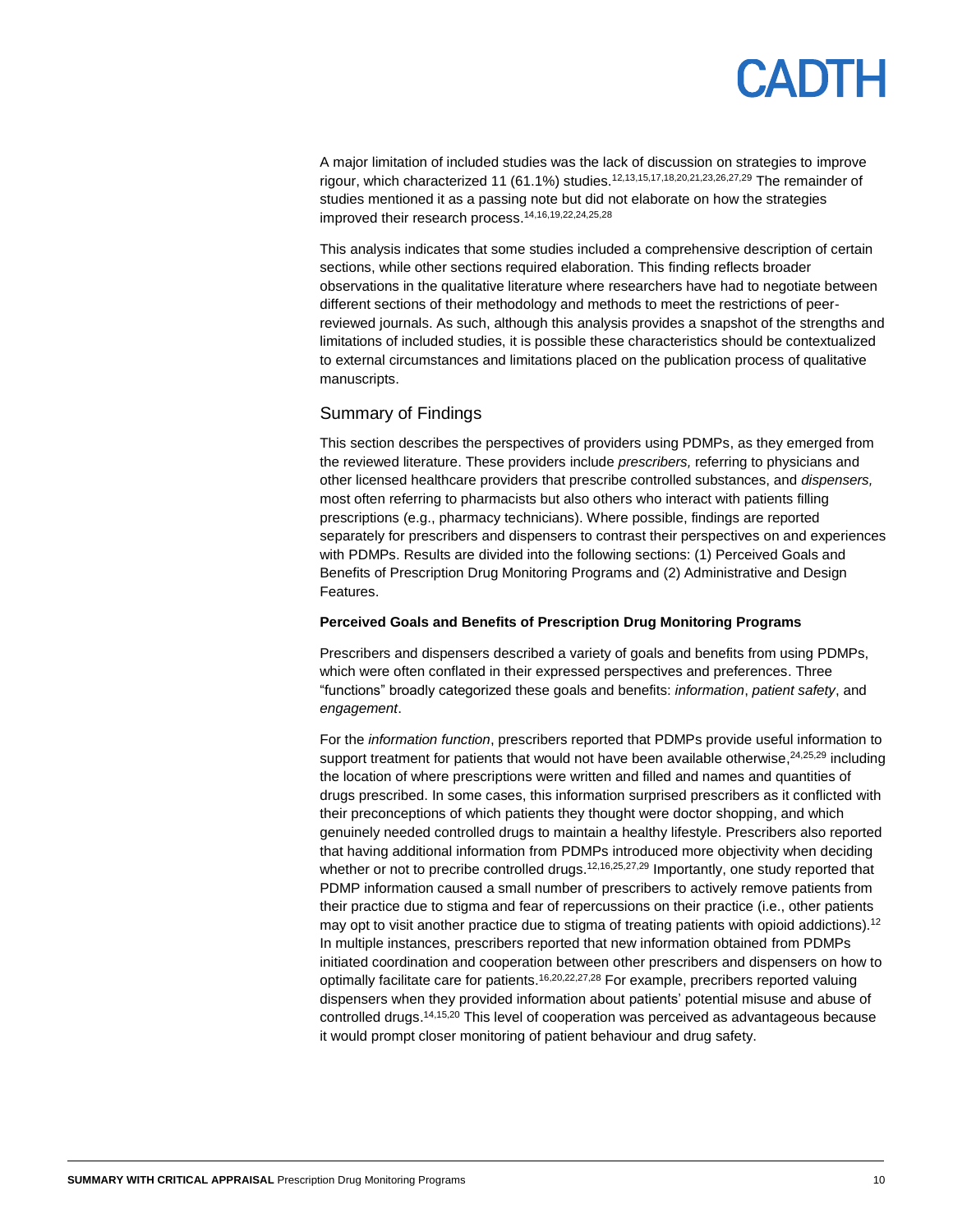A major limitation of included studies was the lack of discussion on strategies to improve rigour, which characterized 11 (61.1%) studies.[12,13,15,17,18,20,21,23,26,27,29] The remainder of studies mentioned it as a passing note but did not elaborate on how the strategies improved their research process.[14,16,19,22,24,25,28]

This analysis indicates that some studies included a comprehensive description of certain sections, while other sections required elaboration. This finding reflects broader observations in the qualitative literature where researchers have had to negotiate between different sections of their methodology and methods to meet the restrictions of peer-reviewed journals. As such, although this analysis provides a snapshot of the strengths and limitations of included studies, it is possible these characteristics should be contextualized to external circumstances and limitations placed on the publication process of qualitative manuscripts.

## Summary of Findings

This section describes the perspectives of providers using PDMPs, as they emerged from the reviewed literature. These providers include *prescribers,* referring to physicians and other licensed healthcare providers that prescribe controlled substances, and *dispensers,* most often referring to pharmacists but also others who interact with patients filling prescriptions (e.g., pharmacy technicians). Where possible, findings are reported separately for prescribers and dispensers to contrast their perspectives on and experiences with PDMPs. Results are divided into the following sections: (1) Perceived Goals and Benefits of Prescription Drug Monitoring Programs and (2) Administrative and Design Features.

**Perceived Goals and Benefits of Prescription Drug Monitoring Programs**

Prescribers and dispensers described a variety of goals and benefits from using PDMPs, which were often conflated in their expressed perspectives and preferences. Three "functions" broadly categorized these goals and benefits: *information*, *patient safety*, and *engagement*.

For the *information function*, prescribers reported that PDMPs provide useful information to support treatment for patients that would not have been available otherwise,[24,25,29] including the location of where prescriptions were written and filled and names and quantities of drugs prescribed. In some cases, this information surprised prescribers as it conflicted with their preconceptions of which patients they thought were doctor shopping, and which genuinely needed controlled drugs to maintain a healthy lifestyle. Prescribers also reported that having additional information from PDMPs introduced more objectivity when deciding whether or not to precribe controlled drugs.[12,16,25,27,29] Importantly, one study reported that PDMP information caused a small number of prescribers to actively remove patients from their practice due to stigma and fear of repercussions on their practice (i.e., other patients may opt to visit another practice due to stigma of treating patients with opioid addictions).[12] In multiple instances, prescribers reported that new information obtained from PDMPs initiated coordination and cooperation between other prescribers and dispensers on how to optimally facilitate care for patients.[16,20,22,27,28] For example, precribers reported valuing dispensers when they provided information about patients' potential misuse and abuse of controlled drugs.[14,15,20] This level of cooperation was perceived as advantageous because it would prompt closer monitoring of patient behaviour and drug safety.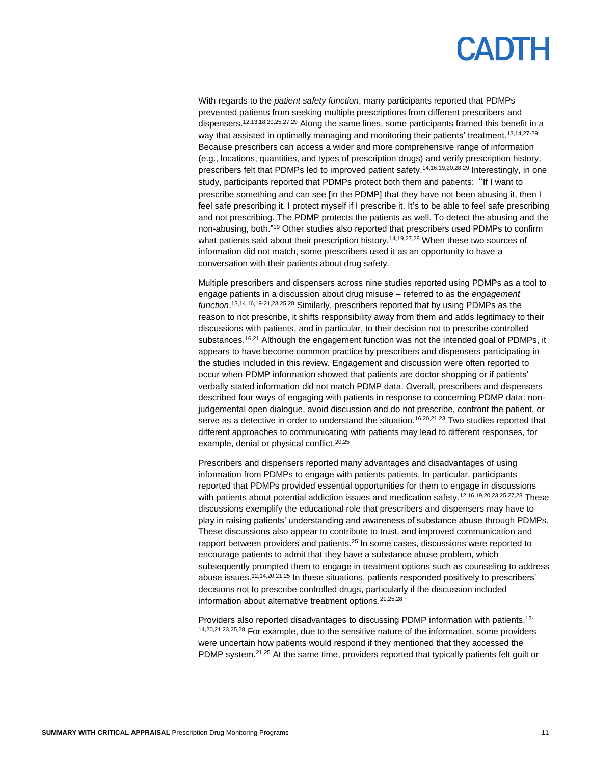With regards to the *patient safety function*, many participants reported that PDMPs prevented patients from seeking multiple prescriptions from different prescribers and dispensers.[12,13,18,20,25,27,29] Along the same lines, some participants framed this benefit in a way that assisted in optimally managing and monitoring their patients' treatment.[13,14,27-29] Because prescribers can access a wider and more comprehensive range of information (e.g., locations, quantities, and types of prescription drugs) and verify prescription history, prescribers felt that PDMPs led to improved patient safety.[14,16,19,20,28,29] Interestingly, in one study, participants reported that PDMPs protect both them and patients: "If I want to prescribe something and can see [in the PDMP] that they have not been abusing it, then I feel safe prescribing it. I protect myself if I prescribe it. It's to be able to feel safe prescribing and not prescribing. The PDMP protects the patients as well. To detect the abusing and the non-abusing, both."[19] Other studies also reported that prescribers used PDMPs to confirm what patients said about their prescription history.[14,19,27,28] When these two sources of information did not match, some prescribers used it as an opportunity to have a conversation with their patients about drug safety.

Multiple prescribers and dispensers across nine studies reported using PDMPs as a tool to engage patients in a discussion about drug misuse – referred to as the *engagement function*.[13,14,16,19-21,23,25,28] Similarly, prescribers reported that by using PDMPs as the reason to not prescribe, it shifts responsibility away from them and adds legitimacy to their discussions with patients, and in particular, to their decision not to prescribe controlled substances.[16,21] Although the engagement function was not the intended goal of PDMPs, it appears to have become common practice by prescribers and dispensers participating in the studies included in this review. Engagement and discussion were often reported to occur when PDMP information showed that patients are doctor shopping or if patients' verbally stated information did not match PDMP data. Overall, prescribers and dispensers described four ways of engaging with patients in response to concerning PDMP data: non-judgemental open dialogue, avoid discussion and do not prescribe, confront the patient, or serve as a detective in order to understand the situation.[16,20,21,23] Two studies reported that different approaches to communicating with patients may lead to different responses, for example, denial or physical conflict.[20,25]

Prescribers and dispensers reported many advantages and disadvantages of using information from PDMPs to engage with patients patients. In particular, participants reported that PDMPs provided essential opportunities for them to engage in discussions with patients about potential addiction issues and medication safety.[12,16,19,20,23,25,27,28] These discussions exemplify the educational role that prescribers and dispensers may have to play in raising patients' understanding and awareness of substance abuse through PDMPs. These discussions also appear to contribute to trust, and improved communication and rapport between providers and patients.[25] In some cases, discussions were reported to encourage patients to admit that they have a substance abuse problem, which subsequently prompted them to engage in treatment options such as counseling to address abuse issues.[12,14,20,21,25] In these situations, patients responded positively to prescribers' decisions not to prescribe controlled drugs, particularly if the discussion included information about alternative treatment options.[21,25,28]

Providers also reported disadvantages to discussing PDMP information with patients.[12-14,20,21,23,25,28] For example, due to the sensitive nature of the information, some providers were uncertain how patients would respond if they mentioned that they accessed the PDMP system.[21,25] At the same time, providers reported that typically patients felt guilt or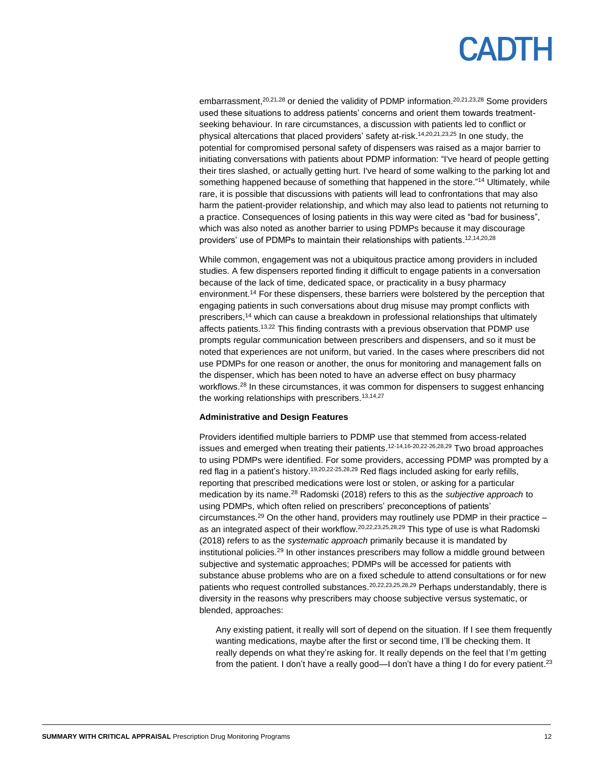embarrassment,[20,21,28] or denied the validity of PDMP information.[20,21,23,28] Some providers used these situations to address patients' concerns and orient them towards treatment-seeking behaviour. In rare circumstances, a discussion with patients led to conflict or physical altercations that placed providers' safety at-risk.[14,20,21,23,25] In one study, the potential for compromised personal safety of dispensers was raised as a major barrier to initiating conversations with patients about PDMP information: "I've heard of people getting their tires slashed, or actually getting hurt. I've heard of some walking to the parking lot and something happened because of something that happened in the store."[14] Ultimately, while rare, it is possible that discussions with patients will lead to confrontations that may also harm the patient-provider relationship, and which may also lead to patients not returning to a practice. Consequences of losing patients in this way were cited as "bad for business", which was also noted as another barrier to using PDMPs because it may discourage providers' use of PDMPs to maintain their relationships with patients.[12,14,20,28]

While common, engagement was not a ubiquitous practice among providers in included studies. A few dispensers reported finding it difficult to engage patients in a conversation because of the lack of time, dedicated space, or practicality in a busy pharmacy environment.[14] For these dispensers, these barriers were bolstered by the perception that engaging patients in such conversations about drug misuse may prompt conflicts with prescribers,[14] which can cause a breakdown in professional relationships that ultimately affects patients.[13,22] This finding contrasts with a previous observation that PDMP use prompts regular communication between prescribers and dispensers, and so it must be noted that experiences are not uniform, but varied. In the cases where prescribers did not use PDMPs for one reason or another, the onus for monitoring and management falls on the dispenser, which has been noted to have an adverse effect on busy pharmacy workflows.[28] In these circumstances, it was common for dispensers to suggest enhancing the working relationships with prescribers.[13,14,27]

**Administrative and Design Features**

Providers identified multiple barriers to PDMP use that stemmed from access-related issues and emerged when treating their patients.[12-14,16-20,22-26,28,29] Two broad approaches to using PDMPs were identified. For some providers, accessing PDMP was prompted by a red flag in a patient's history.[19,20,22-25,28,29] Red flags included asking for early refills, reporting that prescribed medications were lost or stolen, or asking for a particular medication by its name.[28] Radomski (2018) refers to this as the *subjective approach* to using PDMPs, which often relied on prescribers' preconceptions of patients' circumstances.[29] On the other hand, providers may routlinely use PDMP in their practice – as an integrated aspect of their workflow.[20,22,23,25,28,29] This type of use is what Radomski (2018) refers to as the *systematic approach* primarily because it is mandated by institutional policies.[29] In other instances prescribers may follow a middle ground between subjective and systematic approaches; PDMPs will be accessed for patients with substance abuse problems who are on a fixed schedule to attend consultations or for new patients who request controlled substances.[20,22,23,25,28,29] Perhaps understandably, there is diversity in the reasons why prescribers may choose subjective versus systematic, or blended, approaches:

> Any existing patient, it really will sort of depend on the situation. If I see them frequently wanting medications, maybe after the first or second time, I'll be checking them. It really depends on what they're asking for. It really depends on the feel that I'm getting from the patient. I don't have a really good—I don't have a thing I do for every patient.[23]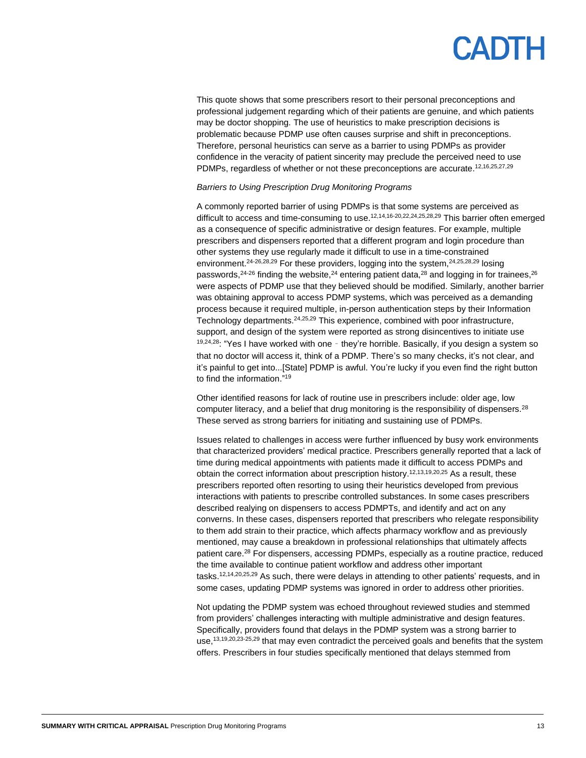This quote shows that some prescribers resort to their personal preconceptions and professional judgement regarding which of their patients are genuine, and which patients may be doctor shopping. The use of heuristics to make prescription decisions is problematic because PDMP use often causes surprise and shift in preconceptions. Therefore, personal heuristics can serve as a barrier to using PDMPs as provider confidence in the veracity of patient sincerity may preclude the perceived need to use PDMPs, regardless of whether or not these preconceptions are accurate.[12,16,25,27,29]

*Barriers to Using Prescription Drug Monitoring Programs*

A commonly reported barrier of using PDMPs is that some systems are perceived as difficult to access and time-consuming to use.[12,14,16-20,22,24,25,28,29] This barrier often emerged as a consequence of specific administrative or design features. For example, multiple prescribers and dispensers reported that a different program and login procedure than other systems they use regularly made it difficult to use in a time-constrained environment.[24-26,28,29] For these providers, logging into the system,[24,25,28,29] losing passwords,[24-26] finding the website,[24] entering patient data,[28] and logging in for trainees,[26] were aspects of PDMP use that they believed should be modified. Similarly, another barrier was obtaining approval to access PDMP systems, which was perceived as a demanding process because it required multiple, in-person authentication steps by their Information Technology departments.[24,25,29] This experience, combined with poor infrastructure, support, and design of the system were reported as strong disincentives to initiate use [19,24,28]: "Yes I have worked with one - they're horrible. Basically, if you design a system so that no doctor will access it, think of a PDMP. There's so many checks, it's not clear, and it's painful to get into...[State] PDMP is awful. You're lucky if you even find the right button to find the information."[19]

Other identified reasons for lack of routine use in prescribers include: older age, low computer literacy, and a belief that drug monitoring is the responsibility of dispensers.[28] These served as strong barriers for initiating and sustaining use of PDMPs.

Issues related to challenges in access were further influenced by busy work environments that characterized providers' medical practice. Prescribers generally reported that a lack of time during medical appointments with patients made it difficult to access PDMPs and obtain the correct information about prescription history.[12,13,19,20,25] As a result, these prescribers reported often resorting to using their heuristics developed from previous interactions with patients to prescribe controlled substances. In some cases prescribers described realying on dispensers to access PDMPTs, and identify and act on any converns. In these cases, dispensers reported that prescribers who relegate responsibility to them add strain to their practice, which affects pharmacy workflow and as previously mentioned, may cause a breakdown in professional relationships that ultimately affects patient care.[28] For dispensers, accessing PDMPs, especially as a routine practice, reduced the time available to continue patient workflow and address other important tasks.[12,14,20,25,29] As such, there were delays in attending to other patients' requests, and in some cases, updating PDMP systems was ignored in order to address other priorities.

Not updating the PDMP system was echoed throughout reviewed studies and stemmed from providers' challenges interacting with multiple administrative and design features. Specifically, providers found that delays in the PDMP system was a strong barrier to use,[13,19,20,23-25,29] that may even contradict the perceived goals and benefits that the system offers. Prescribers in four studies specifically mentioned that delays stemmed from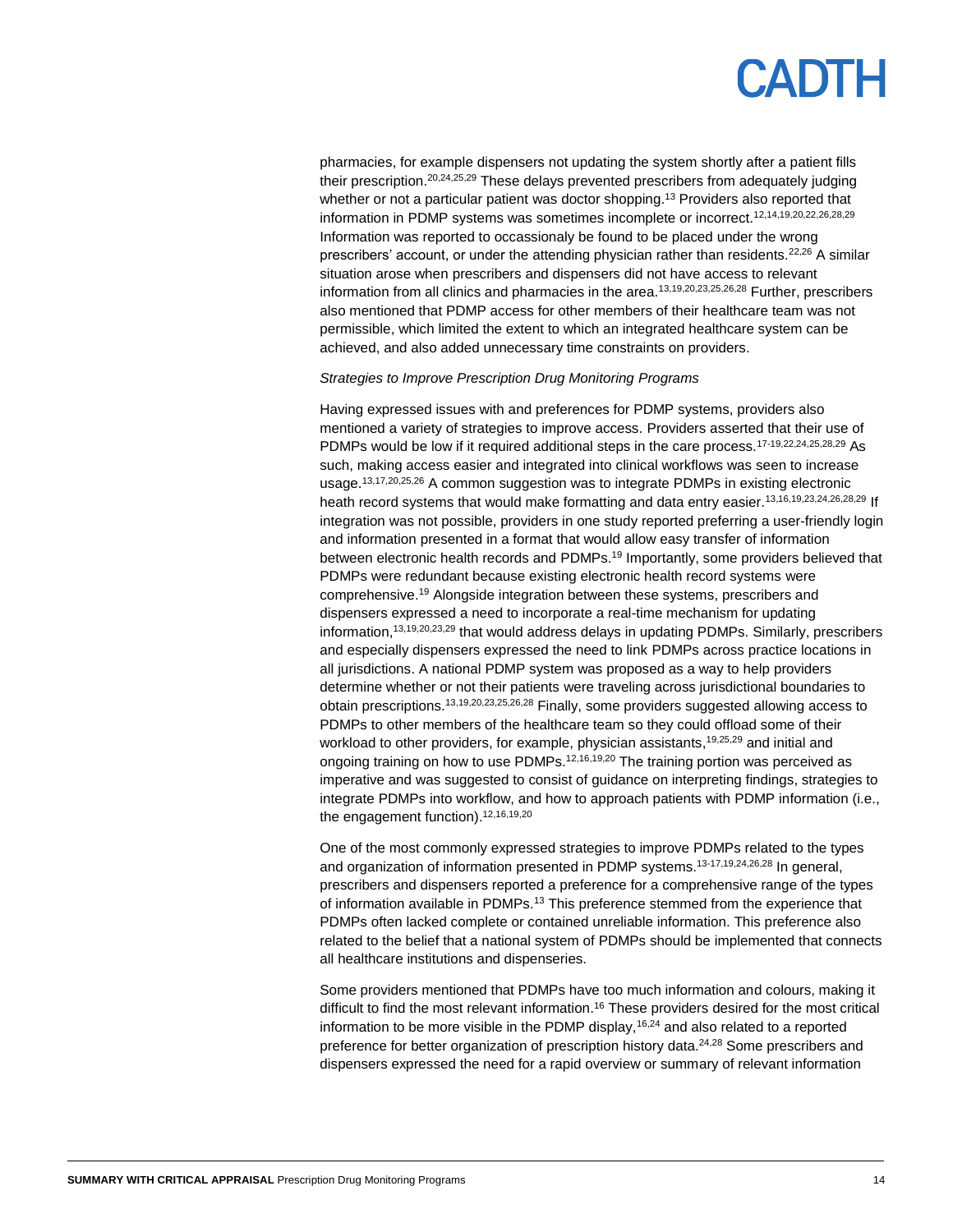pharmacies, for example dispensers not updating the system shortly after a patient fills their prescription.[20,24,25,29] These delays prevented prescribers from adequately judging whether or not a particular patient was doctor shopping.[13] Providers also reported that information in PDMP systems was sometimes incomplete or incorrect.[12,14,19,20,22,26,28,29] Information was reported to occassionaly be found to be placed under the wrong prescribers' account, or under the attending physician rather than residents.[22,26] A similar situation arose when prescribers and dispensers did not have access to relevant information from all clinics and pharmacies in the area.[13,19,20,23,25,26,28] Further, prescribers also mentioned that PDMP access for other members of their healthcare team was not permissible, which limited the extent to which an integrated healthcare system can be achieved, and also added unnecessary time constraints on providers.

*Strategies to Improve Prescription Drug Monitoring Programs*

Having expressed issues with and preferences for PDMP systems, providers also mentioned a variety of strategies to improve access. Providers asserted that their use of PDMPs would be low if it required additional steps in the care process.[17-19,22,24,25,28,29] As such, making access easier and integrated into clinical workflows was seen to increase usage.[13,17,20,25,26] A common suggestion was to integrate PDMPs in existing electronic heath record systems that would make formatting and data entry easier.[13,16,19,23,24,26,28,29] If integration was not possible, providers in one study reported preferring a user-friendly login and information presented in a format that would allow easy transfer of information between electronic health records and PDMPs.[19] Importantly, some providers believed that PDMPs were redundant because existing electronic health record systems were comprehensive.[19] Alongside integration between these systems, prescribers and dispensers expressed a need to incorporate a real-time mechanism for updating information,[13,19,20,23,29] that would address delays in updating PDMPs. Similarly, prescribers and especially dispensers expressed the need to link PDMPs across practice locations in all jurisdictions. A national PDMP system was proposed as a way to help providers determine whether or not their patients were traveling across jurisdictional boundaries to obtain prescriptions.[13,19,20,23,25,26,28] Finally, some providers suggested allowing access to PDMPs to other members of the healthcare team so they could offload some of their workload to other providers, for example, physician assistants,[19,25,29] and initial and ongoing training on how to use PDMPs.[12,16,19,20] The training portion was perceived as imperative and was suggested to consist of guidance on interpreting findings, strategies to integrate PDMPs into workflow, and how to approach patients with PDMP information (i.e., the engagement function).[12,16,19,20]

One of the most commonly expressed strategies to improve PDMPs related to the types and organization of information presented in PDMP systems.[13-17,19,24,26,28] In general, prescribers and dispensers reported a preference for a comprehensive range of the types of information available in PDMPs.[13] This preference stemmed from the experience that PDMPs often lacked complete or contained unreliable information. This preference also related to the belief that a national system of PDMPs should be implemented that connects all healthcare institutions and dispenseries.

Some providers mentioned that PDMPs have too much information and colours, making it difficult to find the most relevant information.[16] These providers desired for the most critical information to be more visible in the PDMP display,[16,24] and also related to a reported preference for better organization of prescription history data.[24,28] Some prescribers and dispensers expressed the need for a rapid overview or summary of relevant information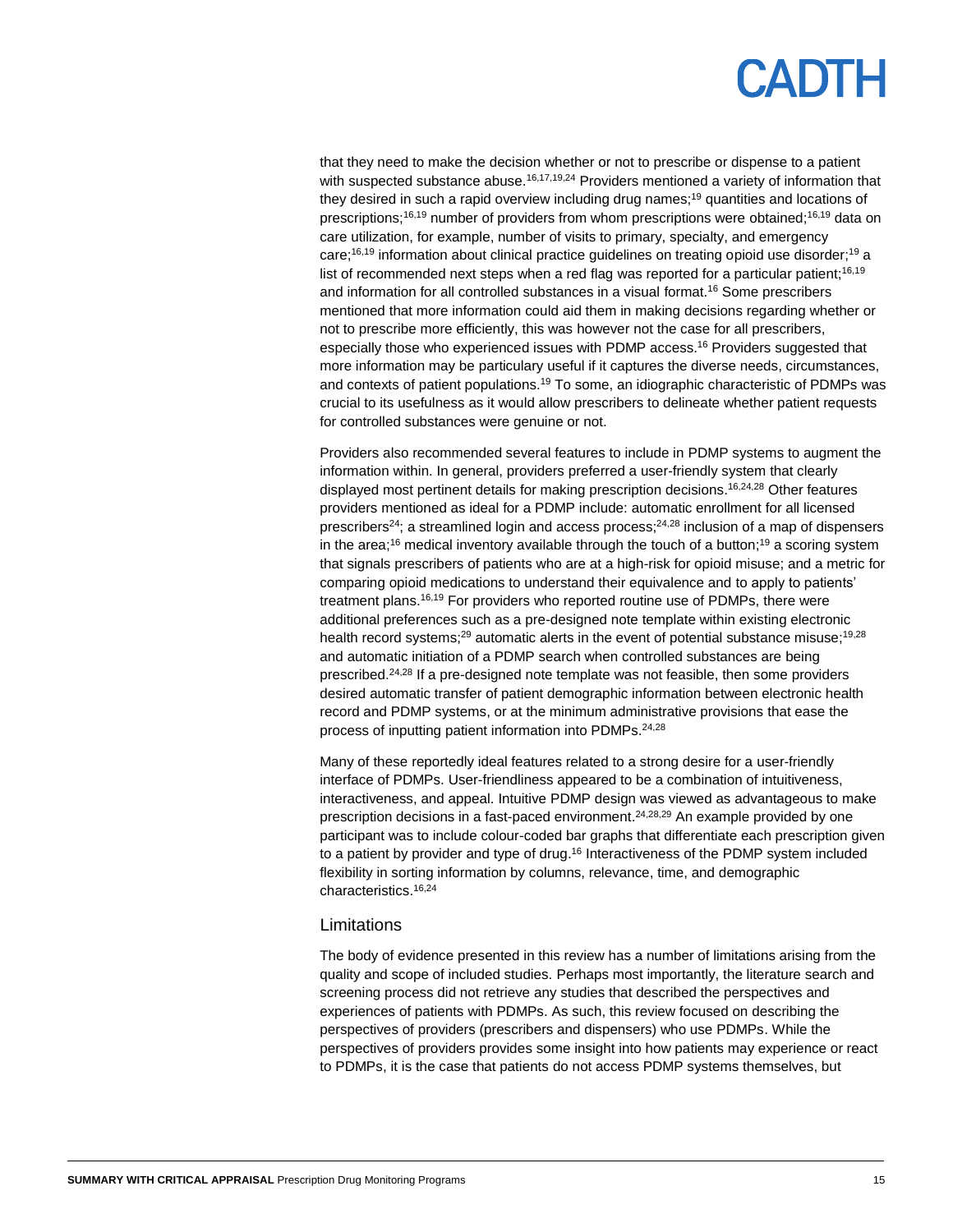that they need to make the decision whether or not to prescribe or dispense to a patient with suspected substance abuse.[16,17,19,24] Providers mentioned a variety of information that they desired in such a rapid overview including drug names;[19] quantities and locations of prescriptions;[16,19] number of providers from whom prescriptions were obtained;[16,19] data on care utilization, for example, number of visits to primary, specialty, and emergency care;[16,19] information about clinical practice guidelines on treating opioid use disorder;[19] a list of recommended next steps when a red flag was reported for a particular patient;[16,19] and information for all controlled substances in a visual format.[16] Some prescribers mentioned that more information could aid them in making decisions regarding whether or not to prescribe more efficiently, this was however not the case for all prescribers, especially those who experienced issues with PDMP access.[16] Providers suggested that more information may be particulary useful if it captures the diverse needs, circumstances, and contexts of patient populations.[19] To some, an idiographic characteristic of PDMPs was crucial to its usefulness as it would allow prescribers to delineate whether patient requests for controlled substances were genuine or not.

Providers also recommended several features to include in PDMP systems to augment the information within. In general, providers preferred a user-friendly system that clearly displayed most pertinent details for making prescription decisions.[16,24,28] Other features providers mentioned as ideal for a PDMP include: automatic enrollment for all licensed prescribers[24]; a streamlined login and access process;[24,28] inclusion of a map of dispensers in the area;[16] medical inventory available through the touch of a button;[19] a scoring system that signals prescribers of patients who are at a high-risk for opioid misuse; and a metric for comparing opioid medications to understand their equivalence and to apply to patients' treatment plans.[16,19] For providers who reported routine use of PDMPs, there were additional preferences such as a pre-designed note template within existing electronic health record systems;[29] automatic alerts in the event of potential substance misuse;[19,28] and automatic initiation of a PDMP search when controlled substances are being prescribed.[24,28] If a pre-designed note template was not feasible, then some providers desired automatic transfer of patient demographic information between electronic health record and PDMP systems, or at the minimum administrative provisions that ease the process of inputting patient information into PDMPs.[24,28]

Many of these reportedly ideal features related to a strong desire for a user-friendly interface of PDMPs. User-friendliness appeared to be a combination of intuitiveness, interactiveness, and appeal. Intuitive PDMP design was viewed as advantageous to make prescription decisions in a fast-paced environment.[24,28,29] An example provided by one participant was to include colour-coded bar graphs that differentiate each prescription given to a patient by provider and type of drug.[16] Interactiveness of the PDMP system included flexibility in sorting information by columns, relevance, time, and demographic characteristics.[16,24]

## Limitations

The body of evidence presented in this review has a number of limitations arising from the quality and scope of included studies. Perhaps most importantly, the literature search and screening process did not retrieve any studies that described the perspectives and experiences of patients with PDMPs. As such, this review focused on describing the perspectives of providers (prescribers and dispensers) who use PDMPs. While the perspectives of providers provides some insight into how patients may experience or react to PDMPs, it is the case that patients do not access PDMP systems themselves, but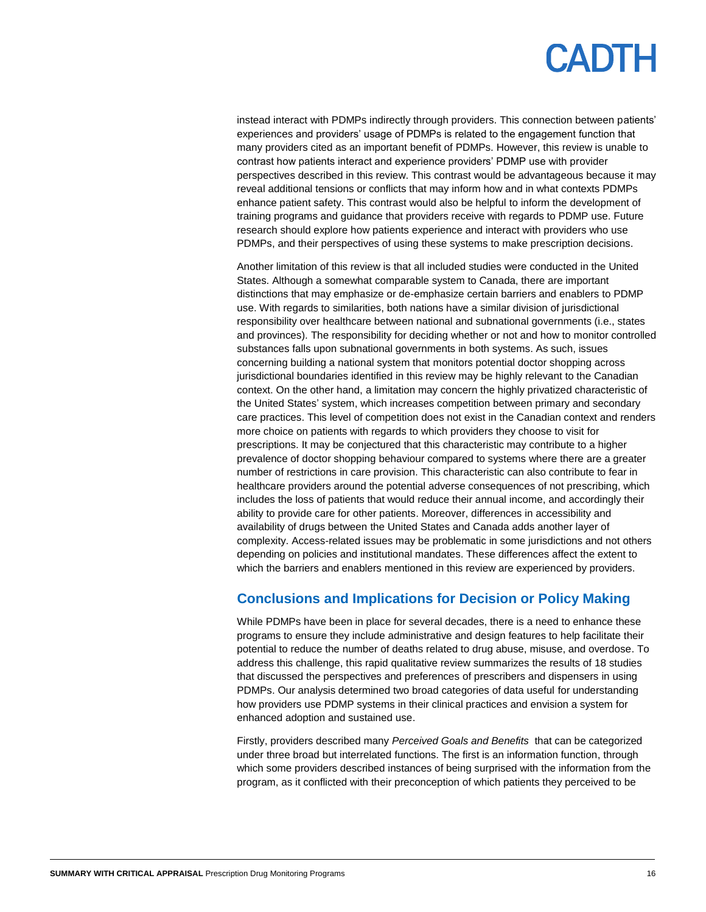instead interact with PDMPs indirectly through providers. This connection between patients' experiences and providers' usage of PDMPs is related to the engagement function that many providers cited as an important benefit of PDMPs. However, this review is unable to contrast how patients interact and experience providers' PDMP use with provider perspectives described in this review. This contrast would be advantageous because it may reveal additional tensions or conflicts that may inform how and in what contexts PDMPs enhance patient safety. This contrast would also be helpful to inform the development of training programs and guidance that providers receive with regards to PDMP use. Future research should explore how patients experience and interact with providers who use PDMPs, and their perspectives of using these systems to make prescription decisions.

Another limitation of this review is that all included studies were conducted in the United States. Although a somewhat comparable system to Canada, there are important distinctions that may emphasize or de-emphasize certain barriers and enablers to PDMP use. With regards to similarities, both nations have a similar division of jurisdictional responsibility over healthcare between national and subnational governments (i.e., states and provinces). The responsibility for deciding whether or not and how to monitor controlled substances falls upon subnational governments in both systems. As such, issues concerning building a national system that monitors potential doctor shopping across jurisdictional boundaries identified in this review may be highly relevant to the Canadian context. On the other hand, a limitation may concern the highly privatized characteristic of the United States' system, which increases competition between primary and secondary care practices. This level of competition does not exist in the Canadian context and renders more choice on patients with regards to which providers they choose to visit for prescriptions. It may be conjectured that this characteristic may contribute to a higher prevalence of doctor shopping behaviour compared to systems where there are a greater number of restrictions in care provision. This characteristic can also contribute to fear in healthcare providers around the potential adverse consequences of not prescribing, which includes the loss of patients that would reduce their annual income, and accordingly their ability to provide care for other patients. Moreover, differences in accessibility and availability of drugs between the United States and Canada adds another layer of complexity. Access-related issues may be problematic in some jurisdictions and not others depending on policies and institutional mandates. These differences affect the extent to which the barriers and enablers mentioned in this review are experienced by providers.

## Conclusions and Implications for Decision or Policy Making

While PDMPs have been in place for several decades, there is a need to enhance these programs to ensure they include administrative and design features to help facilitate their potential to reduce the number of deaths related to drug abuse, misuse, and overdose. To address this challenge, this rapid qualitative review summarizes the results of 18 studies that discussed the perspectives and preferences of prescribers and dispensers in using PDMPs. Our analysis determined two broad categories of data useful for understanding how providers use PDMP systems in their clinical practices and envision a system for enhanced adoption and sustained use.

Firstly, providers described many *Perceived Goals and Benefits* that can be categorized under three broad but interrelated functions. The first is an information function, through which some providers described instances of being surprised with the information from the program, as it conflicted with their preconception of which patients they perceived to be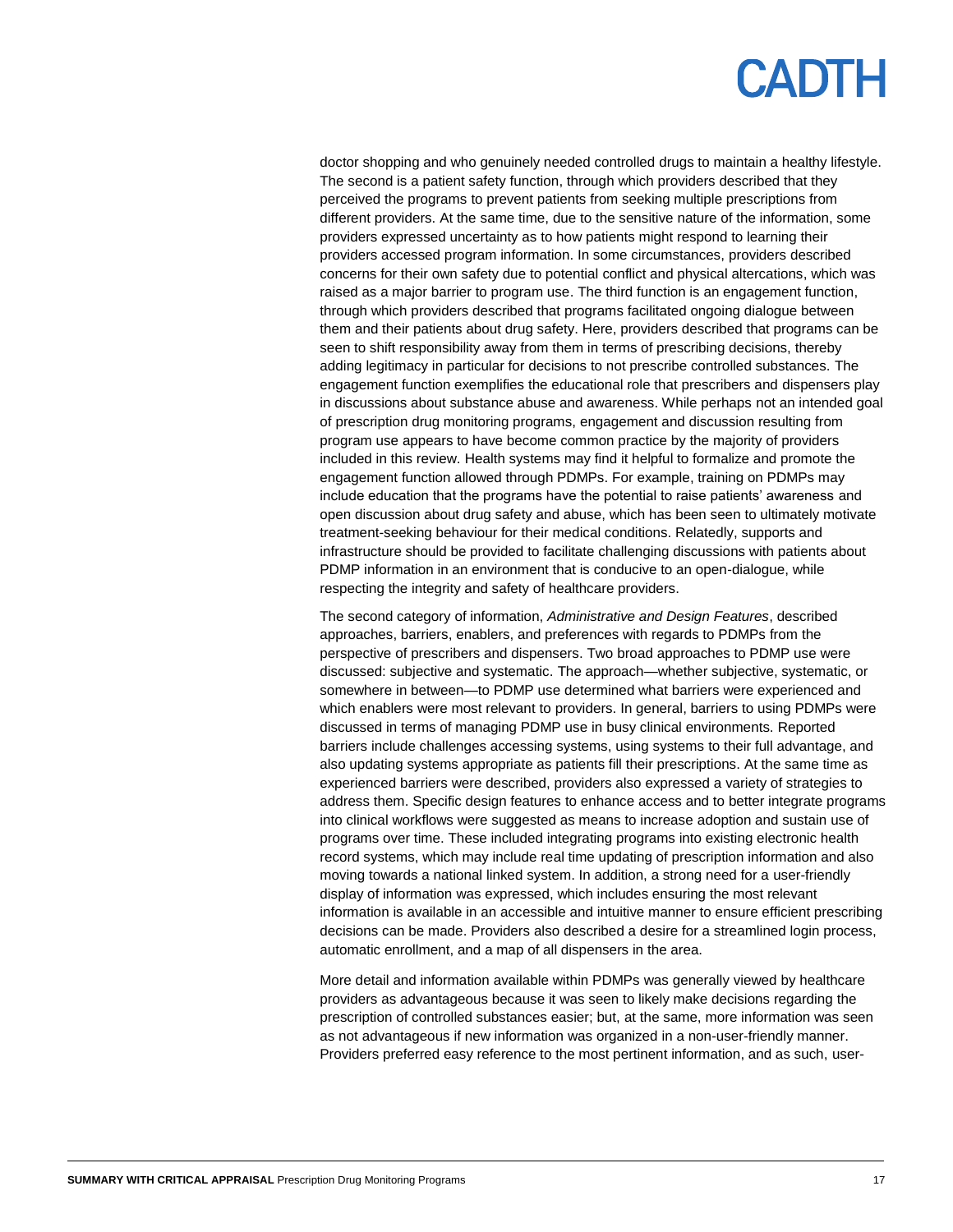doctor shopping and who genuinely needed controlled drugs to maintain a healthy lifestyle. The second is a patient safety function, through which providers described that they perceived the programs to prevent patients from seeking multiple prescriptions from different providers. At the same time, due to the sensitive nature of the information, some providers expressed uncertainty as to how patients might respond to learning their providers accessed program information. In some circumstances, providers described concerns for their own safety due to potential conflict and physical altercations, which was raised as a major barrier to program use. The third function is an engagement function, through which providers described that programs facilitated ongoing dialogue between them and their patients about drug safety. Here, providers described that programs can be seen to shift responsibility away from them in terms of prescribing decisions, thereby adding legitimacy in particular for decisions to not prescribe controlled substances. The engagement function exemplifies the educational role that prescribers and dispensers play in discussions about substance abuse and awareness. While perhaps not an intended goal of prescription drug monitoring programs, engagement and discussion resulting from program use appears to have become common practice by the majority of providers included in this review. Health systems may find it helpful to formalize and promote the engagement function allowed through PDMPs. For example, training on PDMPs may include education that the programs have the potential to raise patients' awareness and open discussion about drug safety and abuse, which has been seen to ultimately motivate treatment-seeking behaviour for their medical conditions. Relatedly, supports and infrastructure should be provided to facilitate challenging discussions with patients about PDMP information in an environment that is conducive to an open-dialogue, while respecting the integrity and safety of healthcare providers.

The second category of information, *Administrative and Design Features*, described approaches, barriers, enablers, and preferences with regards to PDMPs from the perspective of prescribers and dispensers. Two broad approaches to PDMP use were discussed: subjective and systematic. The approach—whether subjective, systematic, or somewhere in between—to PDMP use determined what barriers were experienced and which enablers were most relevant to providers. In general, barriers to using PDMPs were discussed in terms of managing PDMP use in busy clinical environments. Reported barriers include challenges accessing systems, using systems to their full advantage, and also updating systems appropriate as patients fill their prescriptions. At the same time as experienced barriers were described, providers also expressed a variety of strategies to address them. Specific design features to enhance access and to better integrate programs into clinical workflows were suggested as means to increase adoption and sustain use of programs over time. These included integrating programs into existing electronic health record systems, which may include real time updating of prescription information and also moving towards a national linked system. In addition, a strong need for a user-friendly display of information was expressed, which includes ensuring the most relevant information is available in an accessible and intuitive manner to ensure efficient prescribing decisions can be made. Providers also described a desire for a streamlined login process, automatic enrollment, and a map of all dispensers in the area.

More detail and information available within PDMPs was generally viewed by healthcare providers as advantageous because it was seen to likely make decisions regarding the prescription of controlled substances easier; but, at the same, more information was seen as not advantageous if new information was organized in a non-user-friendly manner. Providers preferred easy reference to the most pertinent information, and as such, user-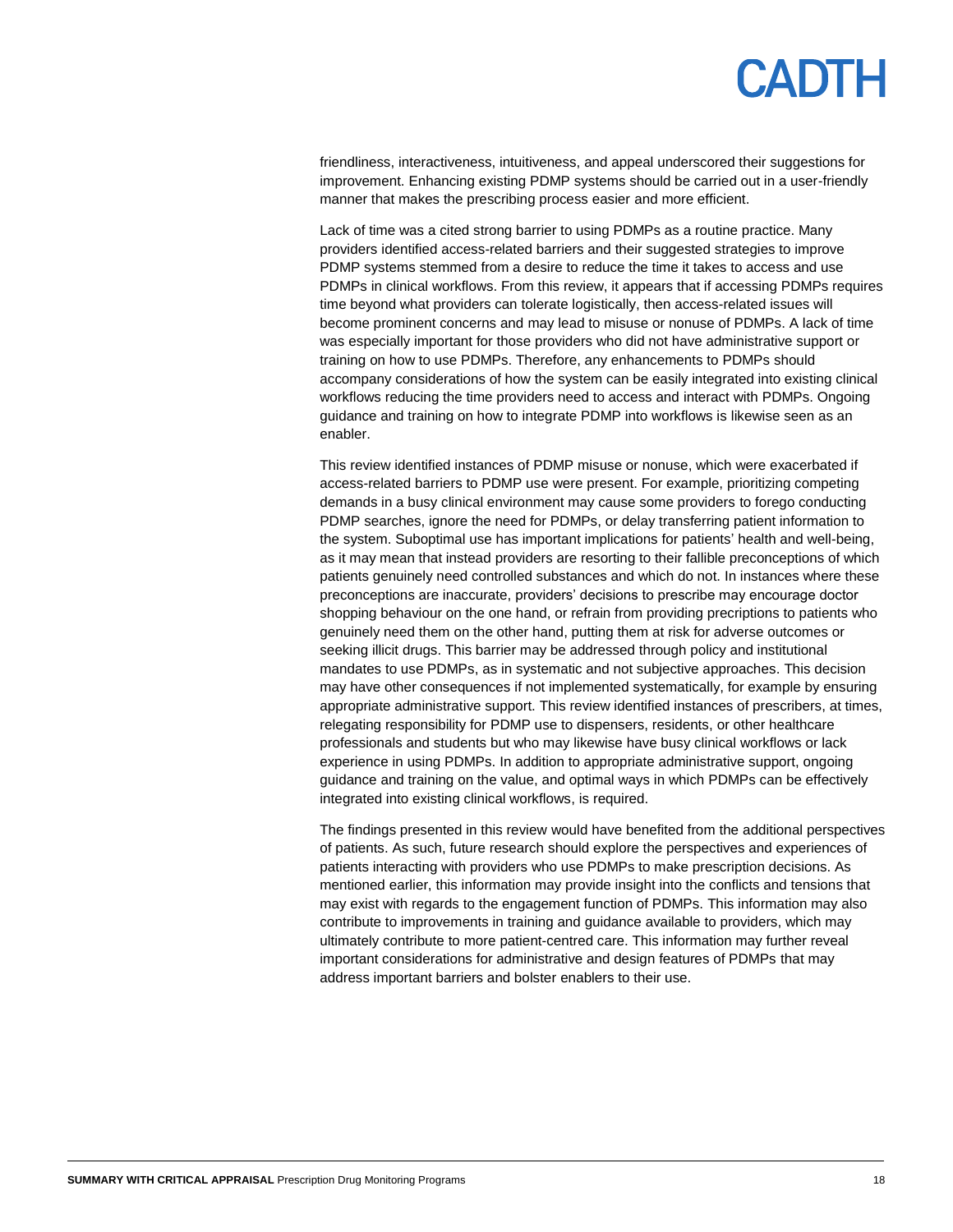friendliness, interactiveness, intuitiveness, and appeal underscored their suggestions for improvement. Enhancing existing PDMP systems should be carried out in a user-friendly manner that makes the prescribing process easier and more efficient.

Lack of time was a cited strong barrier to using PDMPs as a routine practice. Many providers identified access-related barriers and their suggested strategies to improve PDMP systems stemmed from a desire to reduce the time it takes to access and use PDMPs in clinical workflows. From this review, it appears that if accessing PDMPs requires time beyond what providers can tolerate logistically, then access-related issues will become prominent concerns and may lead to misuse or nonuse of PDMPs. A lack of time was especially important for those providers who did not have administrative support or training on how to use PDMPs. Therefore, any enhancements to PDMPs should accompany considerations of how the system can be easily integrated into existing clinical workflows reducing the time providers need to access and interact with PDMPs. Ongoing guidance and training on how to integrate PDMP into workflows is likewise seen as an enabler.

This review identified instances of PDMP misuse or nonuse, which were exacerbated if access-related barriers to PDMP use were present. For example, prioritizing competing demands in a busy clinical environment may cause some providers to forego conducting PDMP searches, ignore the need for PDMPs, or delay transferring patient information to the system. Suboptimal use has important implications for patients' health and well-being, as it may mean that instead providers are resorting to their fallible preconceptions of which patients genuinely need controlled substances and which do not. In instances where these preconceptions are inaccurate, providers' decisions to prescribe may encourage doctor shopping behaviour on the one hand, or refrain from providing precriptions to patients who genuinely need them on the other hand, putting them at risk for adverse outcomes or seeking illicit drugs. This barrier may be addressed through policy and institutional mandates to use PDMPs, as in systematic and not subjective approaches. This decision may have other consequences if not implemented systematically, for example by ensuring appropriate administrative support. This review identified instances of prescribers, at times, relegating responsibility for PDMP use to dispensers, residents, or other healthcare professionals and students but who may likewise have busy clinical workflows or lack experience in using PDMPs. In addition to appropriate administrative support, ongoing guidance and training on the value, and optimal ways in which PDMPs can be effectively integrated into existing clinical workflows, is required.

The findings presented in this review would have benefited from the additional perspectives of patients. As such, future research should explore the perspectives and experiences of patients interacting with providers who use PDMPs to make prescription decisions. As mentioned earlier, this information may provide insight into the conflicts and tensions that may exist with regards to the engagement function of PDMPs. This information may also contribute to improvements in training and guidance available to providers, which may ultimately contribute to more patient-centred care. This information may further reveal important considerations for administrative and design features of PDMPs that may address important barriers and bolster enablers to their use.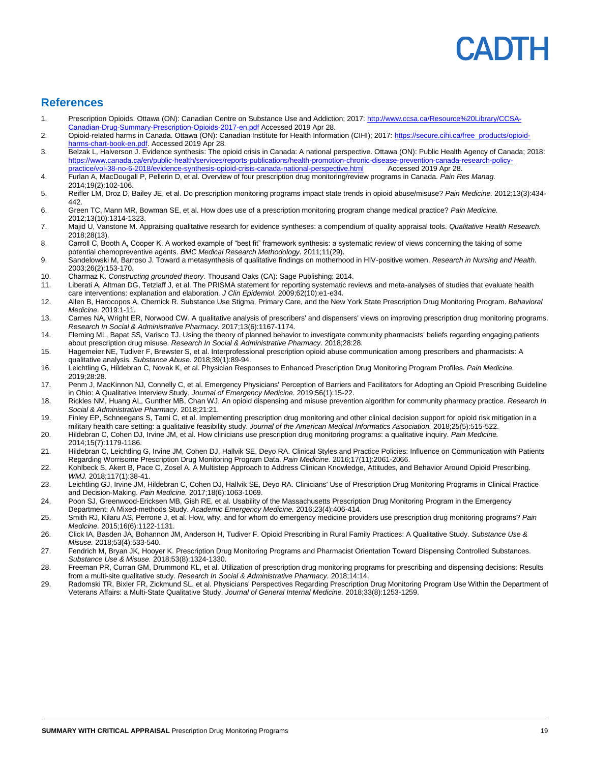## References

1. Prescription Opioids. Ottawa (ON): Canadian Centre on Substance Use and Addiction; 2017: [http://www.ccsa.ca/Resource%20Library/CCSA-Canadian-Drug-Summary-Prescription-Opioids-2017-en.pdf](http://www.ccsa.ca/Resource%20Library/CCSA-Canadian-Drug-Summary-Prescription-Opioids-2017-en.pdf) Accessed 2019 Apr 28.
2. Opioid-related harms in Canada. Ottawa (ON): Canadian Institute for Health Information (CIHI); 2017: [https://secure.cihi.ca/free_products/opioid-harms-chart-book-en.pdf](https://secure.cihi.ca/free_products/opioid-harms-chart-book-en.pdf). Accessed 2019 Apr 28.
3. Belzak L, Halverson J. Evidence synthesis: The opioid crisis in Canada: A national perspective. Ottawa (ON): Public Health Agency of Canada; 2018: [https://www.canada.ca/en/public-health/services/reports-publications/health-promotion-chronic-disease-prevention-canada-research-policy-practice/vol-38-no-6-2018/evidence-synthesis-opioid-crisis-canada-national-perspective.html](https://www.canada.ca/en/public-health/services/reports-publications/health-promotion-chronic-disease-prevention-canada-research-policy-practice/vol-38-no-6-2018/evidence-synthesis-opioid-crisis-canada-national-perspective.html) Accessed 2019 Apr 28.
4. Furlan A, MacDougall P, Pellerin D, et al. Overview of four prescription drug monitoring/review programs in Canada. *Pain Res Manag.* 2014;19(2):102-106.
5. Reifler LM, Droz D, Bailey JE, et al. Do prescription monitoring programs impact state trends in opioid abuse/misuse? *Pain Medicine.* 2012;13(3):434-442.
6. Green TC, Mann MR, Bowman SE, et al. How does use of a prescription monitoring program change medical practice? *Pain Medicine.* 2012;13(10):1314-1323.
7. Majid U, Vanstone M. Appraising qualitative research for evidence syntheses: a compendium of quality appraisal tools. *Qualitative Health Research.* 2018;28(13).
8. Carroll C, Booth A, Cooper K. A worked example of "best fit" framework synthesis: a systematic review of views concerning the taking of some potential chemopreventive agents. *BMC Medical Research Methodology.* 2011;11(29).
9. Sandelowski M, Barroso J. Toward a metasynthesis of qualitative findings on motherhood in HIV-positive women. *Research in Nursing and Health.* 2003;26(2):153-170.
10. Charmaz K. *Constructing grounded theory.* Thousand Oaks (CA): Sage Publishing; 2014.
11. Liberati A, Altman DG, Tetzlaff J, et al. The PRISMA statement for reporting systematic reviews and meta-analyses of studies that evaluate health care interventions: explanation and elaboration. *J Clin Epidemiol.* 2009;62(10):e1-e34.
12. Allen B, Harocopos A, Chernick R. Substance Use Stigma, Primary Care, and the New York State Prescription Drug Monitoring Program. *Behavioral Medicine.* 2019:1-11.
13. Carnes NA, Wright ER, Norwood CW. A qualitative analysis of prescribers' and dispensers' views on improving prescription drug monitoring programs. *Research In Social & Administrative Pharmacy.* 2017;13(6):1167-1174.
14. Fleming ML, Bapat SS, Varisco TJ. Using the theory of planned behavior to investigate community pharmacists' beliefs regarding engaging patients about prescription drug misuse. *Research In Social & Administrative Pharmacy.* 2018;28:28.
15. Hagemeier NE, Tudiver F, Brewster S, et al. Interprofessional prescription opioid abuse communication among prescribers and pharmacists: A qualitative analysis. *Substance Abuse.* 2018;39(1):89-94.
16. Leichtling G, Hildebran C, Novak K, et al. Physician Responses to Enhanced Prescription Drug Monitoring Program Profiles. *Pain Medicine.* 2019;28:28.
17. Penm J, MacKinnon NJ, Connelly C, et al. Emergency Physicians' Perception of Barriers and Facilitators for Adopting an Opioid Prescribing Guideline in Ohio: A Qualitative Interview Study. *Journal of Emergency Medicine.* 2019;56(1):15-22.
18. Rickles NM, Huang AL, Gunther MB, Chan WJ. An opioid dispensing and misuse prevention algorithm for community pharmacy practice. *Research In Social & Administrative Pharmacy.* 2018;21:21.
19. Finley EP, Schneegans S, Tami C, et al. Implementing prescription drug monitoring and other clinical decision support for opioid risk mitigation in a military health care setting: a qualitative feasibility study. *Journal of the American Medical Informatics Association.* 2018;25(5):515-522.
20. Hildebran C, Cohen DJ, Irvine JM, et al. How clinicians use prescription drug monitoring programs: a qualitative inquiry. *Pain Medicine.* 2014;15(7):1179-1186.
21. Hildebran C, Leichtling G, Irvine JM, Cohen DJ, Hallvik SE, Deyo RA. Clinical Styles and Practice Policies: Influence on Communication with Patients Regarding Worrisome Prescription Drug Monitoring Program Data. *Pain Medicine.* 2016;17(11):2061-2066.
22. Kohlbeck S, Akert B, Pace C, Zosel A. A Multistep Approach to Address Clinican Knowledge, Attitudes, and Behavior Around Opioid Prescribing. *WMJ.* 2018;117(1):38-41.
23. Leichtling GJ, Irvine JM, Hildebran C, Cohen DJ, Hallvik SE, Deyo RA. Clinicians' Use of Prescription Drug Monitoring Programs in Clinical Practice and Decision-Making. *Pain Medicine.* 2017;18(6):1063-1069.
24. Poon SJ, Greenwood-Ericksen MB, Gish RE, et al. Usability of the Massachusetts Prescription Drug Monitoring Program in the Emergency Department: A Mixed-methods Study. *Academic Emergency Medicine.* 2016;23(4):406-414.
25. Smith RJ, Kilaru AS, Perrone J, et al. How, why, and for whom do emergency medicine providers use prescription drug monitoring programs? *Pain Medicine.* 2015;16(6):1122-1131.
26. Click IA, Basden JA, Bohannon JM, Anderson H, Tudiver F. Opioid Prescribing in Rural Family Practices: A Qualitative Study. *Substance Use & Misuse.* 2018;53(4):533-540.
27. Fendrich M, Bryan JK, Hooyer K. Prescription Drug Monitoring Programs and Pharmacist Orientation Toward Dispensing Controlled Substances. *Substance Use & Misuse.* 2018;53(8):1324-1330.
28. Freeman PR, Curran GM, Drummond KL, et al. Utilization of prescription drug monitoring programs for prescribing and dispensing decisions: Results from a multi-site qualitative study. *Research In Social & Administrative Pharmacy.* 2018;14:14.
29. Radomski TR, Bixler FR, Zickmund SL, et al. Physicians' Perspectives Regarding Prescription Drug Monitoring Program Use Within the Department of Veterans Affairs: a Multi-State Qualitative Study. *Journal of General Internal Medicine.* 2018;33(8):1253-1259.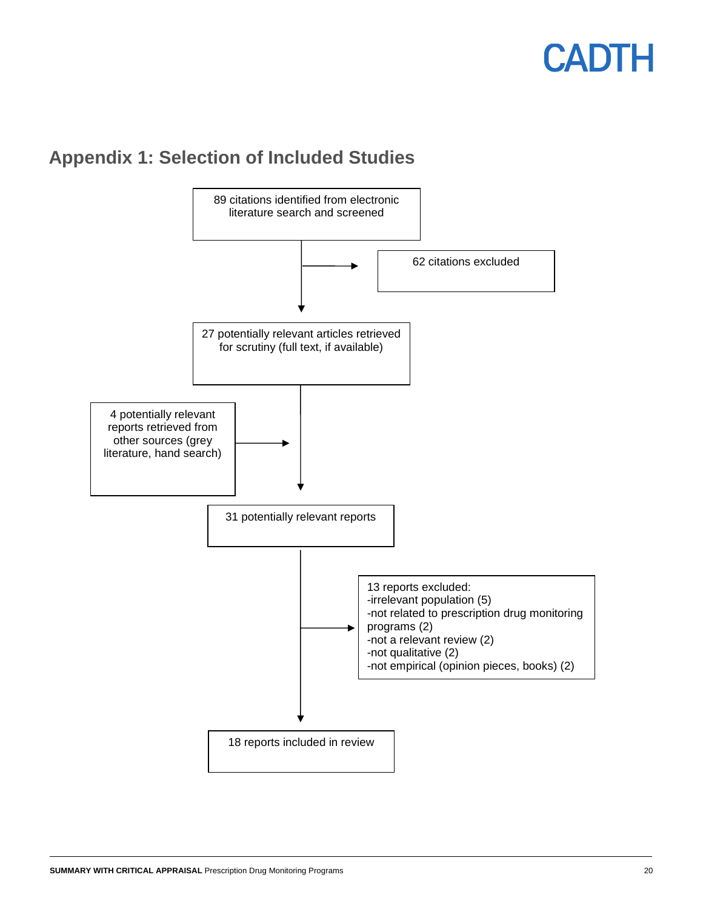## Appendix 1: Selection of Included Studies

89 citations identified from electronic literature search and screened

→ 62 citations excluded

27 potentially relevant articles retrieved for scrutiny (full text, if available)

4 potentially relevant reports retrieved from other sources (grey literature, hand search) →

31 potentially relevant reports

→ 13 reports excluded:
- -irrelevant population (5)
- -not related to prescription drug monitoring programs (2)
- -not a relevant review (2)
- -not qualitative (2)
- -not empirical (opinion pieces, books) (2)

18 reports included in review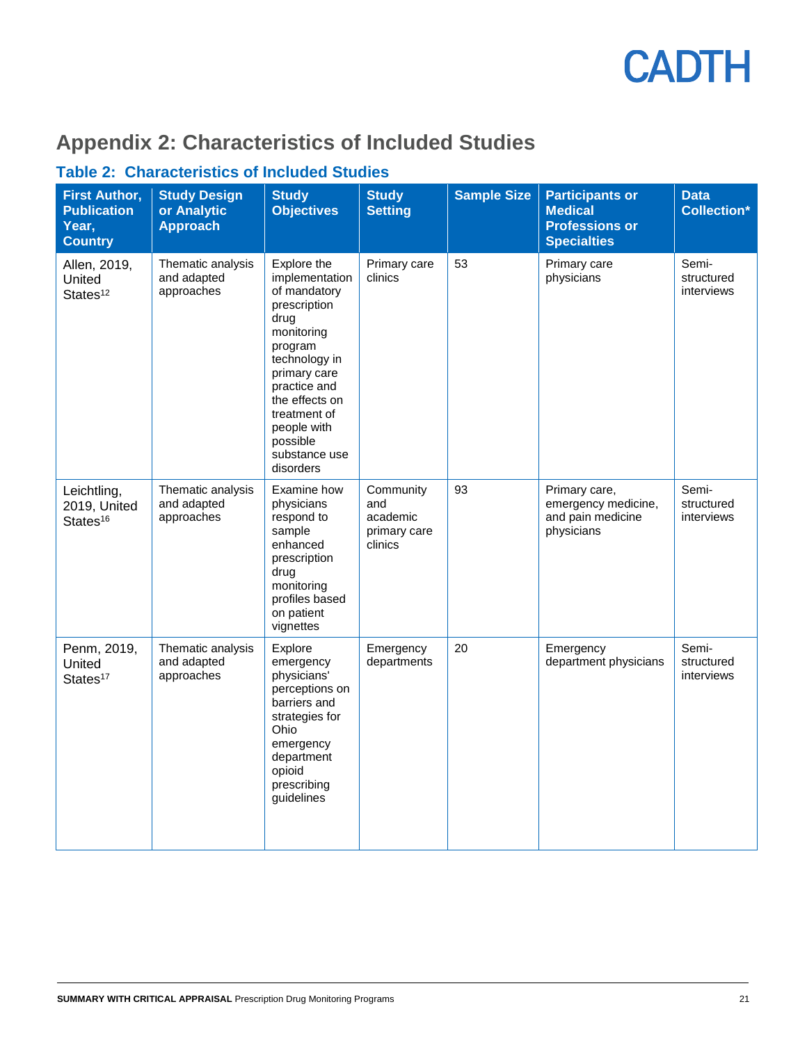# Appendix 2: Characteristics of Included Studies

## Table 2: Characteristics of Included Studies

| First Author, Publication Year, Country | Study Design or Analytic Approach | Study Objectives | Study Setting | Sample Size | Participants or Medical Professions or Specialties | Data Collection* |
|---|---|---|---|---|---|---|
| Allen, 2019, United States[12] | Thematic analysis and adapted approaches | Explore the implementation of mandatory prescription drug monitoring program technology in primary care practice and the effects on treatment of people with possible substance use disorders | Primary care clinics | 53 | Primary care physicians | Semi-structured interviews |
| Leichtling, 2019, United States[16] | Thematic analysis and adapted approaches | Examine how physicians respond to sample enhanced prescription drug monitoring profiles based on patient vignettes | Community and academic primary care clinics | 93 | Primary care, emergency medicine, and pain medicine physicians | Semi-structured interviews |
| Penm, 2019, United States[17] | Thematic analysis and adapted approaches | Explore emergency physicians' perceptions on barriers and strategies for Ohio emergency department opioid prescribing guidelines | Emergency departments | 20 | Emergency department physicians | Semi-structured interviews |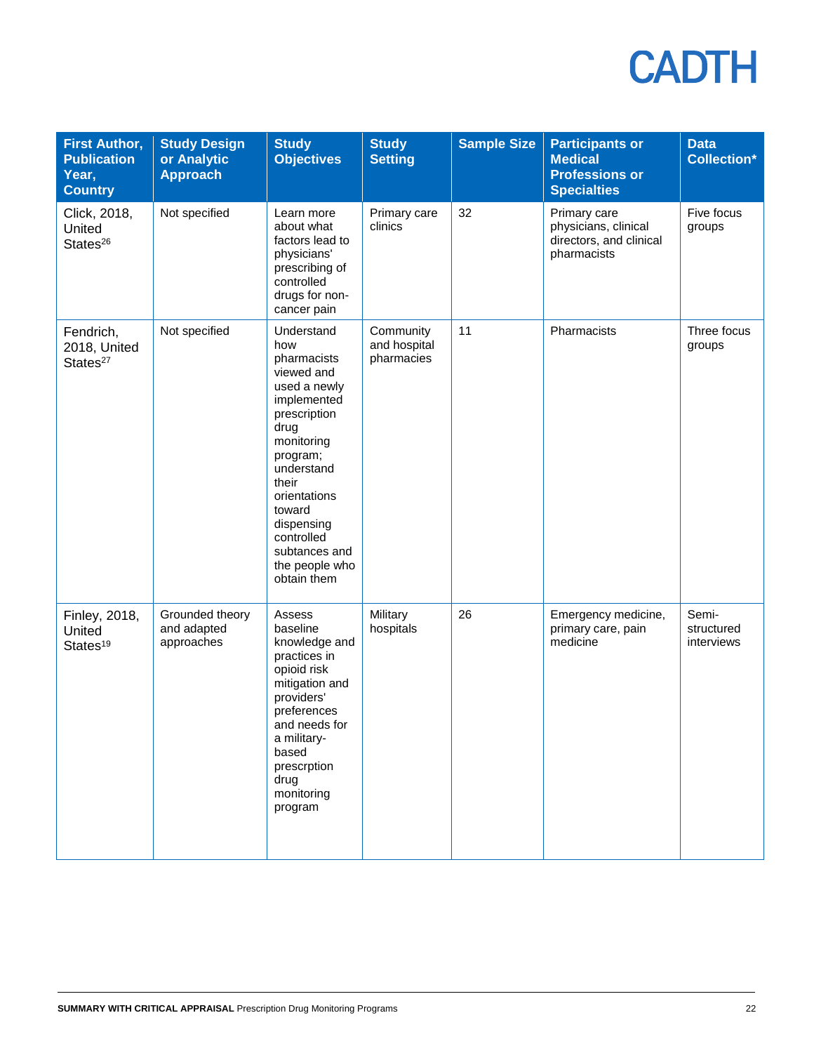| First Author, Publication Year, Country | Study Design or Analytic Approach | Study Objectives | Study Setting | Sample Size | Participants or Medical Professions or Specialties | Data Collection* |
|---|---|---|---|---|---|---|
| Click, 2018, United States[26] | Not specified | Learn more about what factors lead to physicians' prescribing of controlled drugs for non-cancer pain | Primary care clinics | 32 | Primary care physicians, clinical directors, and clinical pharmacists | Five focus groups |
| Fendrich, 2018, United States[27] | Not specified | Understand how pharmacists viewed and used a newly implemented prescription drug monitoring program; understand their orientations toward dispensing controlled subtances and the people who obtain them | Community and hospital pharmacies | 11 | Pharmacists | Three focus groups |
| Finley, 2018, United States[19] | Grounded theory and adapted approaches | Assess baseline knowledge and practices in opioid risk mitigation and providers' preferences and needs for a military-based prescrption drug monitoring program | Military hospitals | 26 | Emergency medicine, primary care, pain medicine | Semi-structured interviews |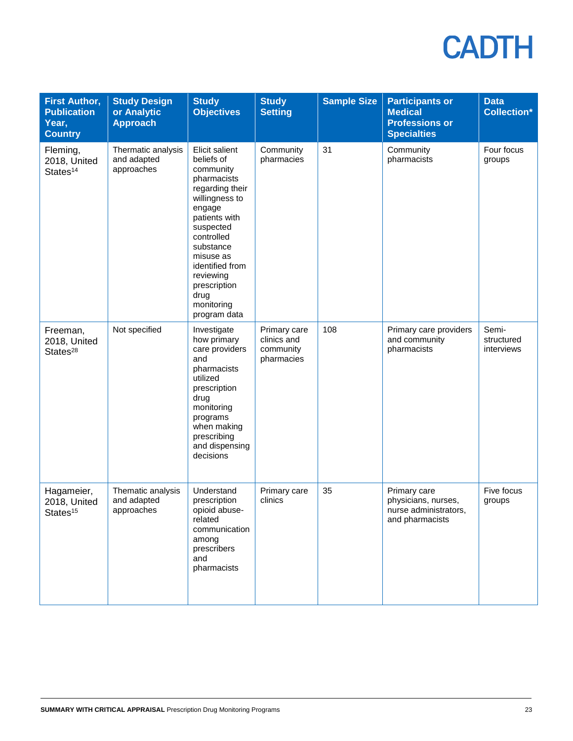| First Author, Publication Year, Country | Study Design or Analytic Approach | Study Objectives | Study Setting | Sample Size | Participants or Medical Professions or Specialties | Data Collection* |
|---|---|---|---|---|---|---|
| Fleming, 2018, United States[14] | Thermatic analysis and adapted approaches | Elicit salient beliefs of community pharmacists regarding their willingness to engage patients with suspected controlled substance misuse as identified from reviewing prescription drug monitoring program data | Community pharmacies | 31 | Community pharmacists | Four focus groups |
| Freeman, 2018, United States[28] | Not specified | Investigate how primary care providers and pharmacists utilized prescription drug monitoring programs when making prescribing and dispensing decisions | Primary care clinics and community pharmacies | 108 | Primary care providers and community pharmacists | Semi-structured interviews |
| Hagameier, 2018, United States[15] | Thematic analysis and adapted approaches | Understand prescription opioid abuse-related communication among prescribers and pharmacists | Primary care clinics | 35 | Primary care physicians, nurses, nurse administrators, and pharmacists | Five focus groups |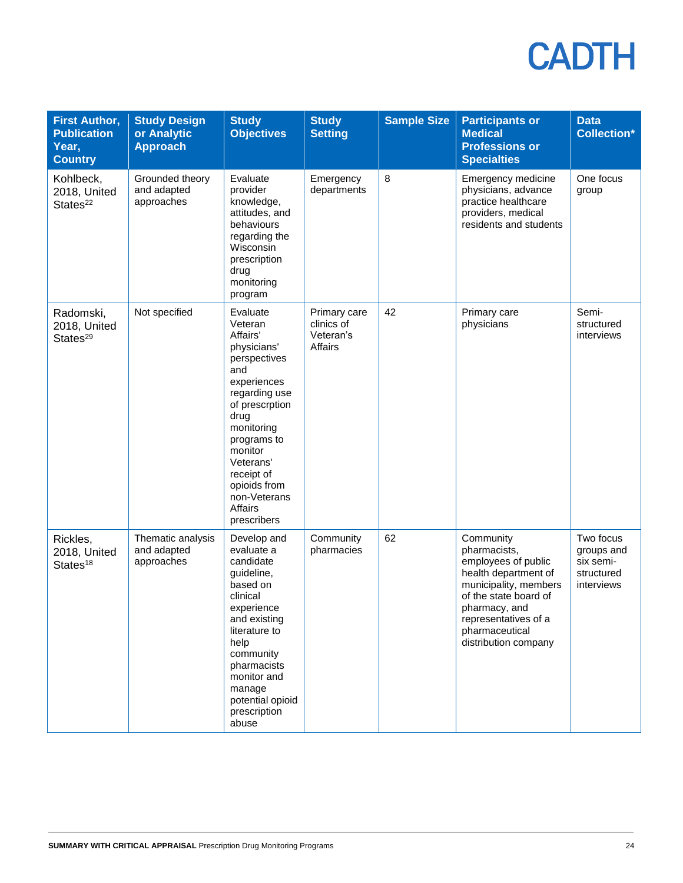| First Author, Publication Year, Country | Study Design or Analytic Approach | Study Objectives | Study Setting | Sample Size | Participants or Medical Professions or Specialties | Data Collection* |
|---|---|---|---|---|---|---|
| Kohlbeck, 2018, United States[22] | Grounded theory and adapted approaches | Evaluate provider knowledge, attitudes, and behaviours regarding the Wisconsin prescription drug monitoring program | Emergency departments | 8 | Emergency medicine physicians, advance practice healthcare providers, medical residents and students | One focus group |
| Radomski, 2018, United States[29] | Not specified | Evaluate Veteran Affairs' physicians' perspectives and experiences regarding use of prescrption drug monitoring programs to monitor Veterans' receipt of opioids from non-Veterans Affairs prescribers | Primary care clinics of Veteran's Affairs | 42 | Primary care physicians | Semi-structured interviews |
| Rickles, 2018, United States[18] | Thematic analysis and adapted approaches | Develop and evaluate a candidate guideline, based on clinical experience and existing literature to help community pharmacists monitor and manage potential opioid prescription abuse | Community pharmacies | 62 | Community pharmacists, employees of public health department of municipality, members of the state board of pharmacy, and representatives of a pharmaceutical distribution company | Two focus groups and six semi-structured interviews |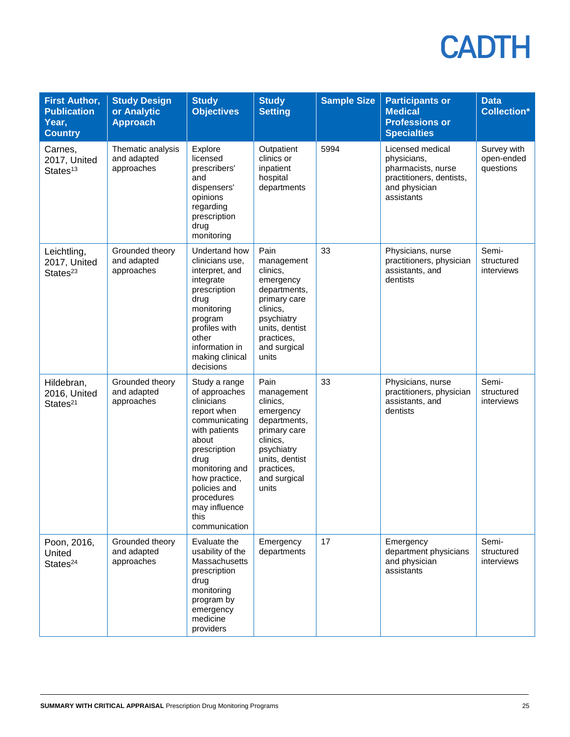| First Author, Publication Year, Country | Study Design or Analytic Approach | Study Objectives | Study Setting | Sample Size | Participants or Medical Professions or Specialties | Data Collection* |
|---|---|---|---|---|---|---|
| Carnes, 2017, United States[13] | Thematic analysis and adapted approaches | Explore licensed prescribers' and dispensers' opinions regarding prescription drug monitoring | Outpatient clinics or inpatient hospital departments | 5994 | Licensed medical physicians, pharmacists, nurse practitioners, dentists, and physician assistants | Survey with open-ended questions |
| Leichtling, 2017, United States[23] | Grounded theory and adapted approaches | Undertand how clinicians use, interpret, and integrate prescription drug monitoring program profiles with other information in making clinical decisions | Pain management clinics, emergency departments, primary care clinics, psychiatry units, dentist practices, and surgical units | 33 | Physicians, nurse practitioners, physician assistants, and dentists | Semi-structured interviews |
| Hildebran, 2016, United States[21] | Grounded theory and adapted approaches | Study a range of approaches clinicians report when communicating with patients about prescription drug monitoring and how practice, policies and procedures may influence this communication | Pain management clinics, emergency departments, primary care clinics, psychiatry units, dentist practices, and surgical units | 33 | Physicians, nurse practitioners, physician assistants, and dentists | Semi-structured interviews |
| Poon, 2016, United States[24] | Grounded theory and adapted approaches | Evaluate the usability of the Massachusetts prescription drug monitoring program by emergency medicine providers | Emergency departments | 17 | Emergency department physicians and physician assistants | Semi-structured interviews |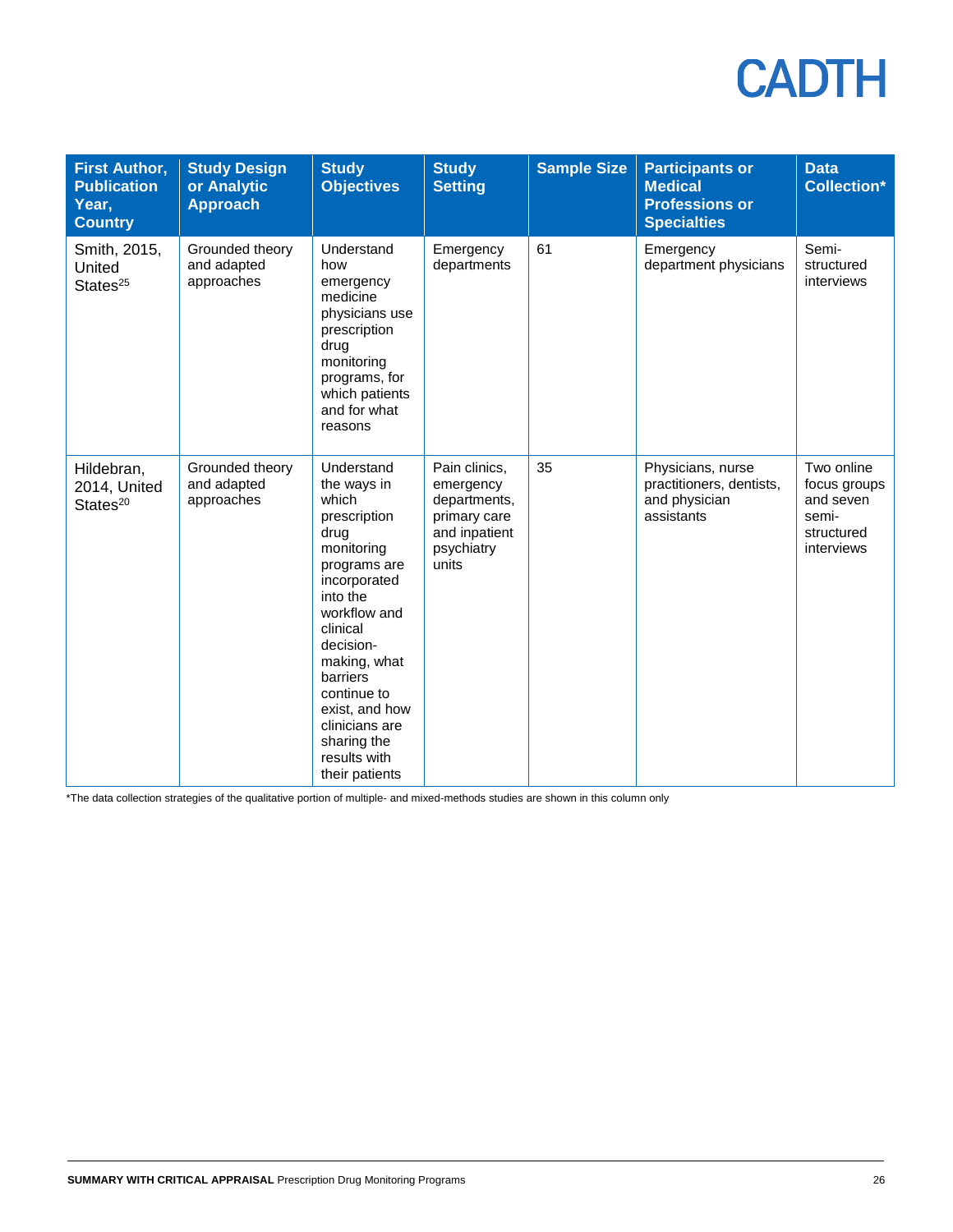| First Author, Publication Year, Country | Study Design or Analytic Approach | Study Objectives | Study Setting | Sample Size | Participants or Medical Professions or Specialties | Data Collection* |
|---|---|---|---|---|---|---|
| Smith, 2015, United States[25] | Grounded theory and adapted approaches | Understand how emergency medicine physicians use prescription drug monitoring programs, for which patients and for what reasons | Emergency departments | 61 | Emergency department physicians | Semi-structured interviews |
| Hildebran, 2014, United States[20] | Grounded theory and adapted approaches | Understand the ways in which prescription drug monitoring programs are incorporated into the workflow and clinical decision-making, what barriers continue to exist, and how clinicians are sharing the results with their patients | Pain clinics, emergency departments, primary care and inpatient psychiatry units | 35 | Physicians, nurse practitioners, dentists, and physician assistants | Two online focus groups and seven semi-structured interviews |

*The data collection strategies of the qualitative portion of multiple- and mixed-methods studies are shown in this column only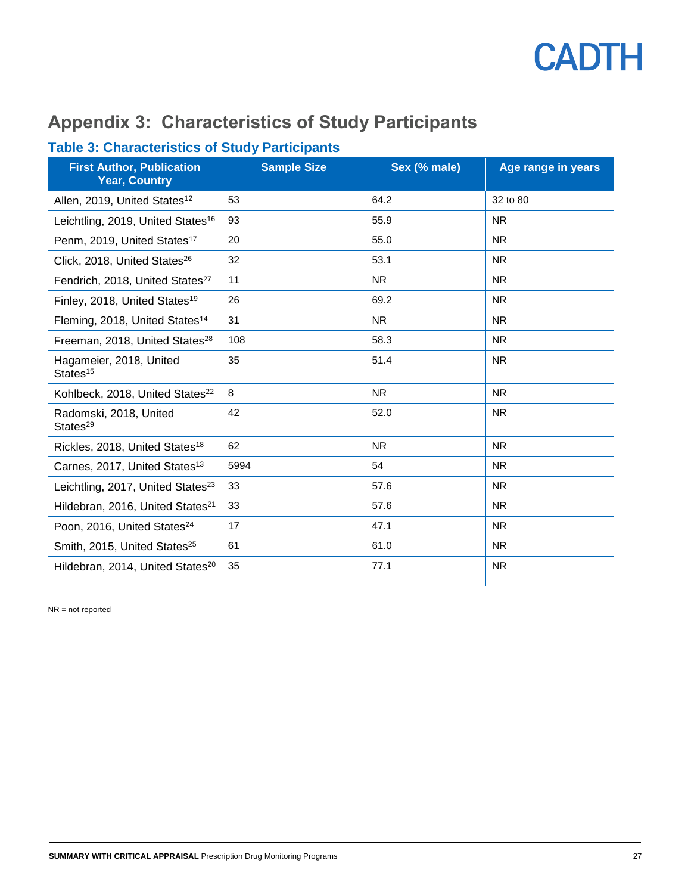## Appendix 3: Characteristics of Study Participants

### Table 3: Characteristics of Study Participants

| First Author, Publication Year, Country | Sample Size | Sex (% male) | Age range in years |
|---|---|---|---|
| Allen, 2019, United States[12] | 53 | 64.2 | 32 to 80 |
| Leichtling, 2019, United States[16] | 93 | 55.9 | NR |
| Penm, 2019, United States[17] | 20 | 55.0 | NR |
| Click, 2018, United States[26] | 32 | 53.1 | NR |
| Fendrich, 2018, United States[27] | 11 | NR | NR |
| Finley, 2018, United States[19] | 26 | 69.2 | NR |
| Fleming, 2018, United States[14] | 31 | NR | NR |
| Freeman, 2018, United States[28] | 108 | 58.3 | NR |
| Hagameier, 2018, United States[15] | 35 | 51.4 | NR |
| Kohlbeck, 2018, United States[22] | 8 | NR | NR |
| Radomski, 2018, United States[29] | 42 | 52.0 | NR |
| Rickles, 2018, United States[18] | 62 | NR | NR |
| Carnes, 2017, United States[13] | 5994 | 54 | NR |
| Leichtling, 2017, United States[23] | 33 | 57.6 | NR |
| Hildebran, 2016, United States[21] | 33 | 57.6 | NR |
| Poon, 2016, United States[24] | 17 | 47.1 | NR |
| Smith, 2015, United States[25] | 61 | 61.0 | NR |
| Hildebran, 2014, United States[20] | 35 | 77.1 | NR |

NR = not reported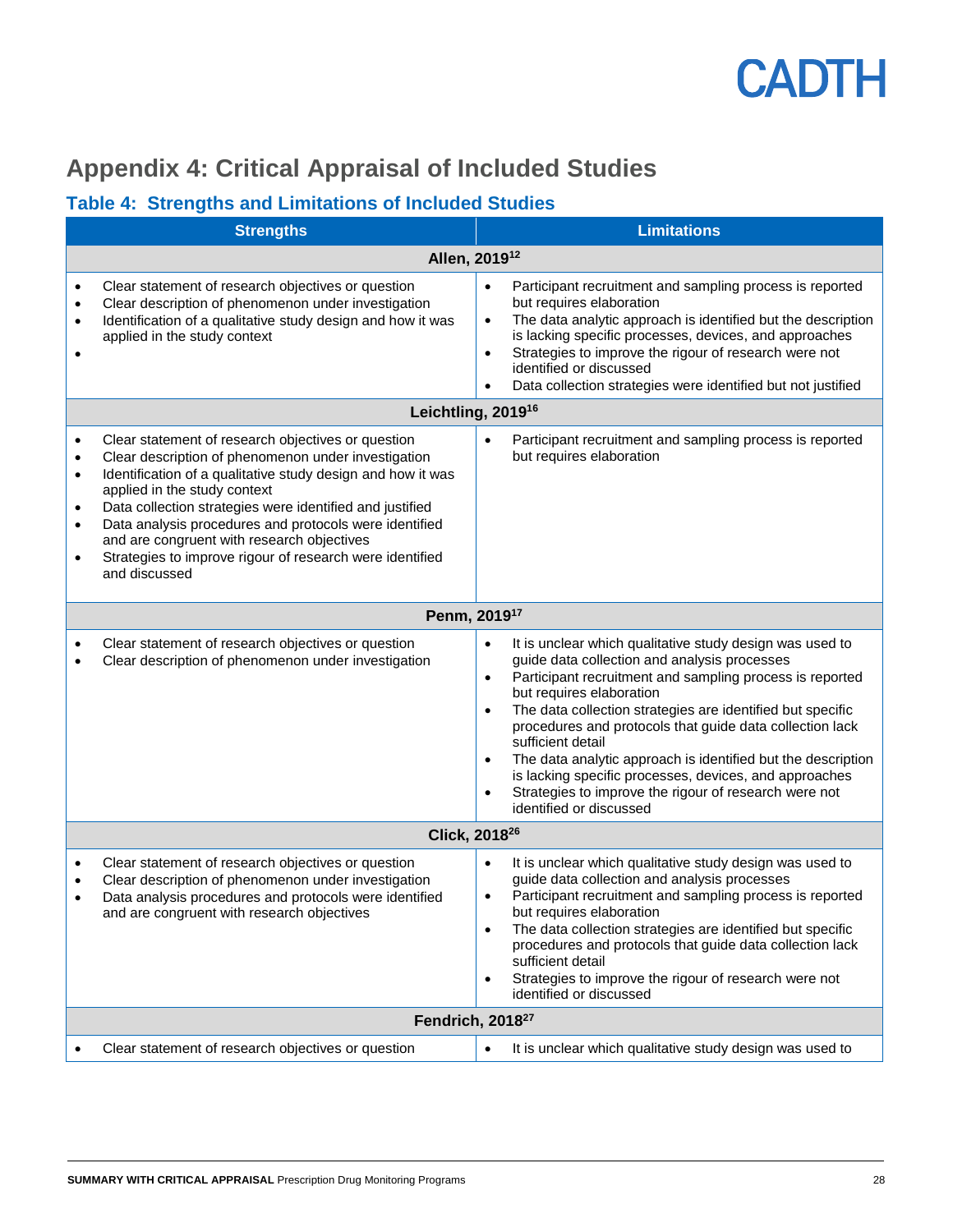## Appendix 4: Critical Appraisal of Included Studies

### Table 4: Strengths and Limitations of Included Studies

| Strengths | Limitations |
|---|---|
| **Allen, 2019[12]** | |
| • Clear statement of research objectives or question<br>• Clear description of phenomenon under investigation<br>• Identification of a qualitative study design and how it was applied in the study context<br>• | • Participant recruitment and sampling process is reported but requires elaboration<br>• The data analytic approach is identified but the description is lacking specific processes, devices, and approaches<br>• Strategies to improve the rigour of research were not identified or discussed<br>• Data collection strategies were identified but not justified |
| **Leichtling, 2019[16]** | |
| • Clear statement of research objectives or question<br>• Clear description of phenomenon under investigation<br>• Identification of a qualitative study design and how it was applied in the study context<br>• Data collection strategies were identified and justified<br>• Data analysis procedures and protocols were identified and are congruent with research objectives<br>• Strategies to improve rigour of research were identified and discussed | • Participant recruitment and sampling process is reported but requires elaboration |
| **Penm, 2019[17]** | |
| • Clear statement of research objectives or question<br>• Clear description of phenomenon under investigation | • It is unclear which qualitative study design was used to guide data collection and analysis processes<br>• Participant recruitment and sampling process is reported but requires elaboration<br>• The data collection strategies are identified but specific procedures and protocols that guide data collection lack sufficient detail<br>• The data analytic approach is identified but the description is lacking specific processes, devices, and approaches<br>• Strategies to improve the rigour of research were not identified or discussed |
| **Click, 2018[26]** | |
| • Clear statement of research objectives or question<br>• Clear description of phenomenon under investigation<br>• Data analysis procedures and protocols were identified and are congruent with research objectives | • It is unclear which qualitative study design was used to guide data collection and analysis processes<br>• Participant recruitment and sampling process is reported but requires elaboration<br>• The data collection strategies are identified but specific procedures and protocols that guide data collection lack sufficient detail<br>• Strategies to improve the rigour of research were not identified or discussed |
| **Fendrich, 2018[27]** | |
| • Clear statement of research objectives or question | • It is unclear which qualitative study design was used to |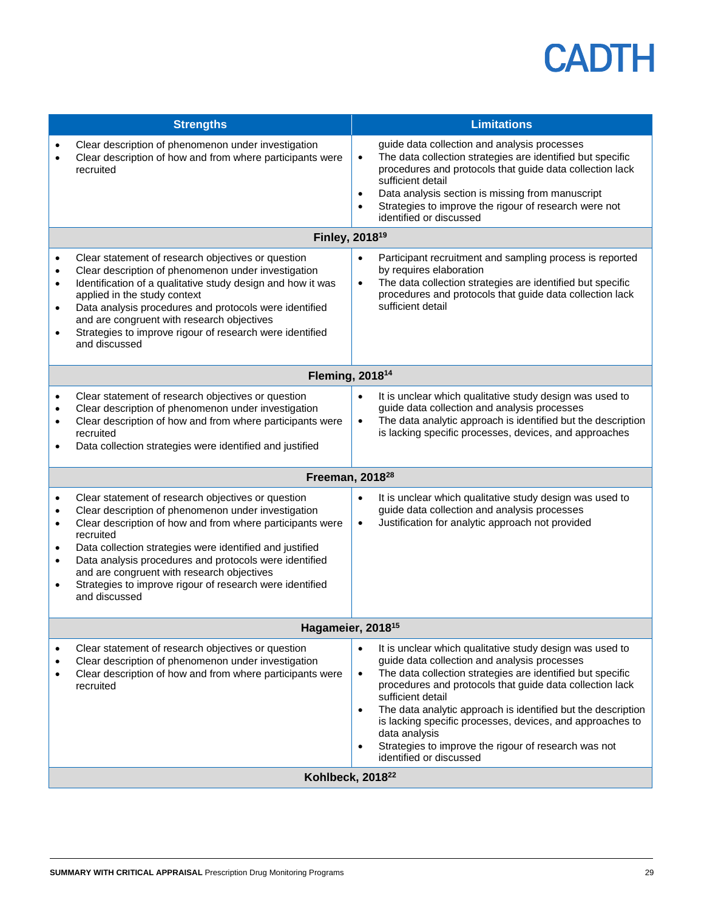| Strengths | Limitations |
|---|---|
| • Clear description of phenomenon under investigation<br>• Clear description of how and from where participants were recruited | guide data collection and analysis processes<br>• The data collection strategies are identified but specific procedures and protocols that guide data collection lack sufficient detail<br>• Data analysis section is missing from manuscript<br>• Strategies to improve the rigour of research were not identified or discussed |
| **Finley, 2018[19]** | |
| • Clear statement of research objectives or question<br>• Clear description of phenomenon under investigation<br>• Identification of a qualitative study design and how it was applied in the study context<br>• Data analysis procedures and protocols were identified and are congruent with research objectives<br>• Strategies to improve rigour of research were identified and discussed | • Participant recruitment and sampling process is reported by requires elaboration<br>• The data collection strategies are identified but specific procedures and protocols that guide data collection lack sufficient detail |
| **Fleming, 2018[14]** | |
| • Clear statement of research objectives or question<br>• Clear description of phenomenon under investigation<br>• Clear description of how and from where participants were recruited<br>• Data collection strategies were identified and justified | • It is unclear which qualitative study design was used to guide data collection and analysis processes<br>• The data analytic approach is identified but the description is lacking specific processes, devices, and approaches |
| **Freeman, 2018[28]** | |
| • Clear statement of research objectives or question<br>• Clear description of phenomenon under investigation<br>• Clear description of how and from where participants were recruited<br>• Data collection strategies were identified and justified<br>• Data analysis procedures and protocols were identified and are congruent with research objectives<br>• Strategies to improve rigour of research were identified and discussed | • It is unclear which qualitative study design was used to guide data collection and analysis processes<br>• Justification for analytic approach not provided |
| **Hagameier, 2018[15]** | |
| • Clear statement of research objectives or question<br>• Clear description of phenomenon under investigation<br>• Clear description of how and from where participants were recruited | • It is unclear which qualitative study design was used to guide data collection and analysis processes<br>• The data collection strategies are identified but specific procedures and protocols that guide data collection lack sufficient detail<br>• The data analytic approach is identified but the description is lacking specific processes, devices, and approaches to data analysis<br>• Strategies to improve the rigour of research was not identified or discussed |
| **Kohlbeck, 2018[22]** | |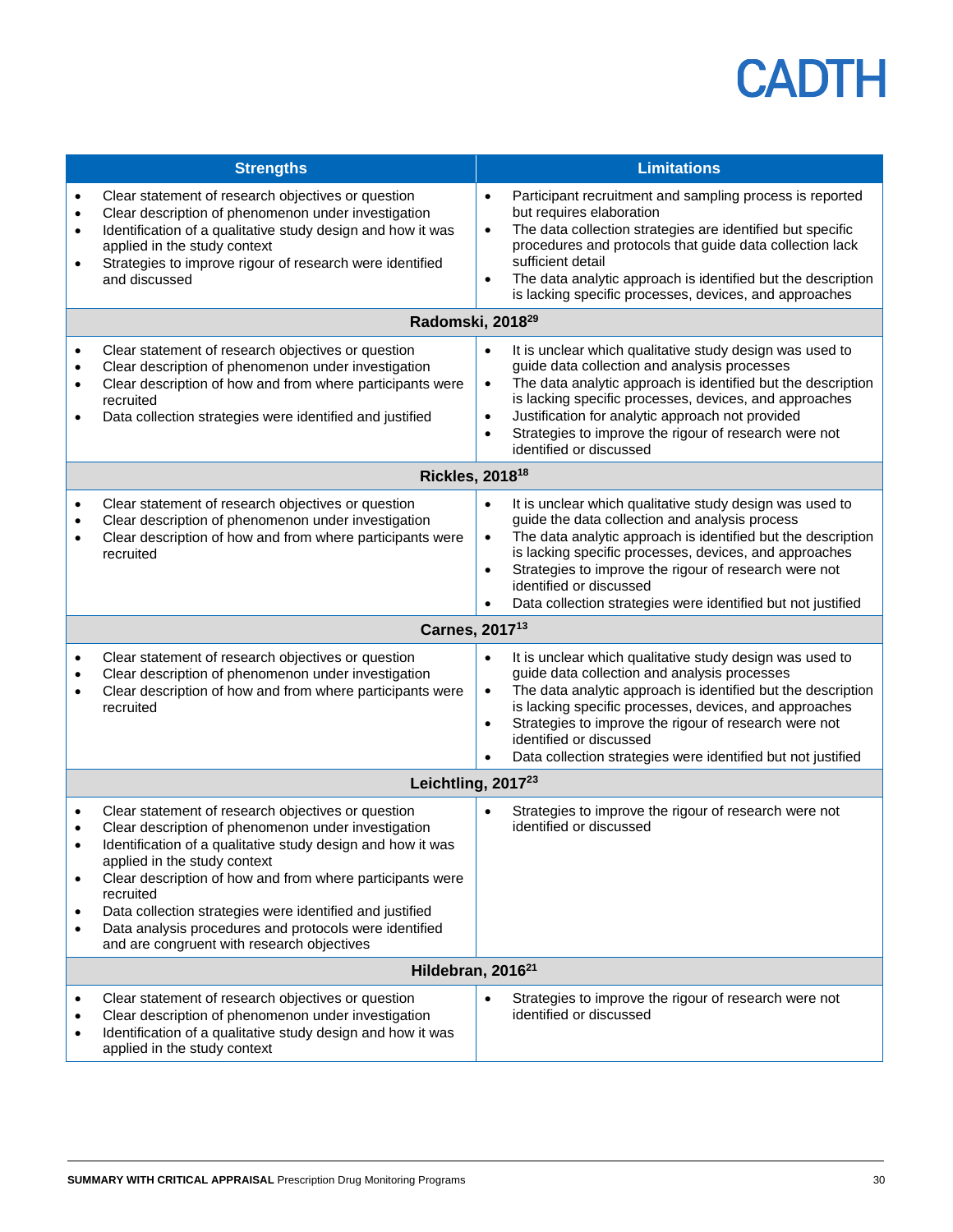| Strengths | Limitations |
| --- | --- |
| • Clear statement of research objectives or question<br>• Clear description of phenomenon under investigation<br>• Identification of a qualitative study design and how it was applied in the study context<br>• Strategies to improve rigour of research were identified and discussed | • Participant recruitment and sampling process is reported but requires elaboration<br>• The data collection strategies are identified but specific procedures and protocols that guide data collection lack sufficient detail<br>• The data analytic approach is identified but the description is lacking specific processes, devices, and approaches |
| **Radomski, 2018[29]** | |
| • Clear statement of research objectives or question<br>• Clear description of phenomenon under investigation<br>• Clear description of how and from where participants were recruited<br>• Data collection strategies were identified and justified | • It is unclear which qualitative study design was used to guide data collection and analysis processes<br>• The data analytic approach is identified but the description is lacking specific processes, devices, and approaches<br>• Justification for analytic approach not provided<br>• Strategies to improve the rigour of research were not identified or discussed |
| **Rickles, 2018[18]** | |
| • Clear statement of research objectives or question<br>• Clear description of phenomenon under investigation<br>• Clear description of how and from where participants were recruited | • It is unclear which qualitative study design was used to guide the data collection and analysis process<br>• The data analytic approach is identified but the description is lacking specific processes, devices, and approaches<br>• Strategies to improve the rigour of research were not identified or discussed<br>• Data collection strategies were identified but not justified |
| **Carnes, 2017[13]** | |
| • Clear statement of research objectives or question<br>• Clear description of phenomenon under investigation<br>• Clear description of how and from where participants were recruited | • It is unclear which qualitative study design was used to guide data collection and analysis processes<br>• The data analytic approach is identified but the description is lacking specific processes, devices, and approaches<br>• Strategies to improve the rigour of research were not identified or discussed<br>• Data collection strategies were identified but not justified |
| **Leichtling, 2017[23]** | |
| • Clear statement of research objectives or question<br>• Clear description of phenomenon under investigation<br>• Identification of a qualitative study design and how it was applied in the study context<br>• Clear description of how and from where participants were recruited<br>• Data collection strategies were identified and justified<br>• Data analysis procedures and protocols were identified and are congruent with research objectives | • Strategies to improve the rigour of research were not identified or discussed |
| **Hildebran, 2016[21]** | |
| • Clear statement of research objectives or question<br>• Clear description of phenomenon under investigation<br>• Identification of a qualitative study design and how it was applied in the study context | • Strategies to improve the rigour of research were not identified or discussed |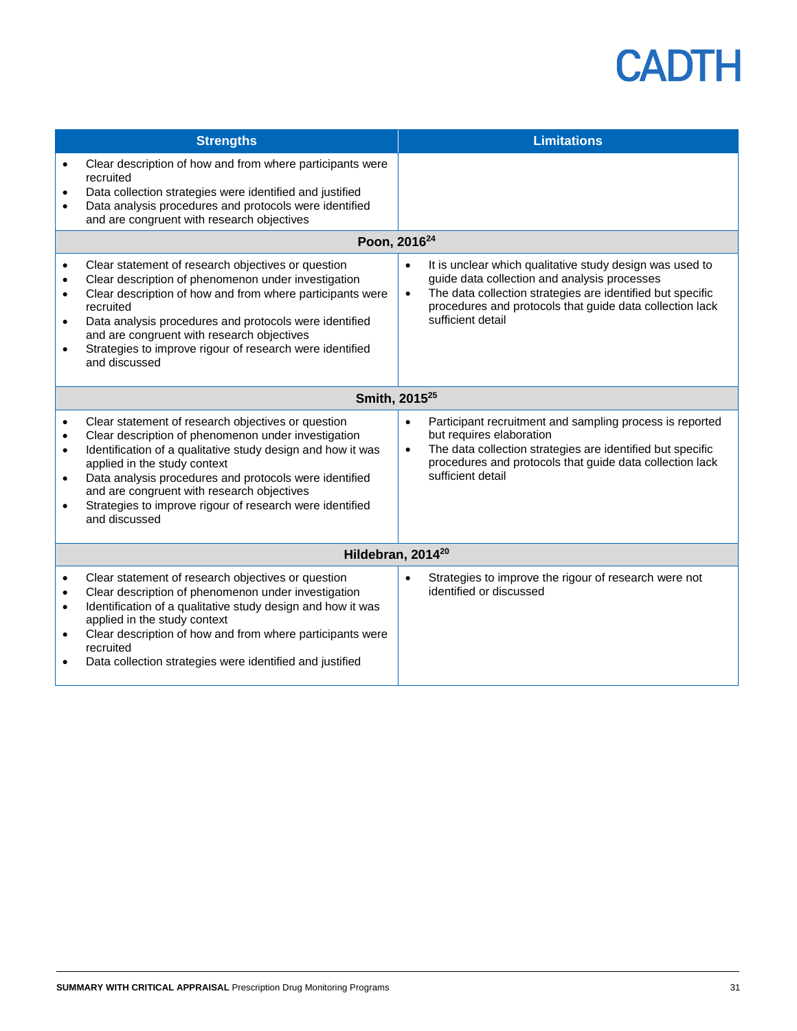| Strengths | Limitations |
|---|---|
| • Clear description of how and from where participants were recruited<br>• Data collection strategies were identified and justified<br>• Data analysis procedures and protocols were identified and are congruent with research objectives | |
| **Poon, 2016[24]** | |
| • Clear statement of research objectives or question<br>• Clear description of phenomenon under investigation<br>• Clear description of how and from where participants were recruited<br>• Data analysis procedures and protocols were identified and are congruent with research objectives<br>• Strategies to improve rigour of research were identified and discussed | • It is unclear which qualitative study design was used to guide data collection and analysis processes<br>• The data collection strategies are identified but specific procedures and protocols that guide data collection lack sufficient detail |
| **Smith, 2015[25]** | |
| • Clear statement of research objectives or question<br>• Clear description of phenomenon under investigation<br>• Identification of a qualitative study design and how it was applied in the study context<br>• Data analysis procedures and protocols were identified and are congruent with research objectives<br>• Strategies to improve rigour of research were identified and discussed | • Participant recruitment and sampling process is reported but requires elaboration<br>• The data collection strategies are identified but specific procedures and protocols that guide data collection lack sufficient detail |
| **Hildebran, 2014[20]** | |
| • Clear statement of research objectives or question<br>• Clear description of phenomenon under investigation<br>• Identification of a qualitative study design and how it was applied in the study context<br>• Clear description of how and from where participants were recruited<br>• Data collection strategies were identified and justified | • Strategies to improve the rigour of research were not identified or discussed |